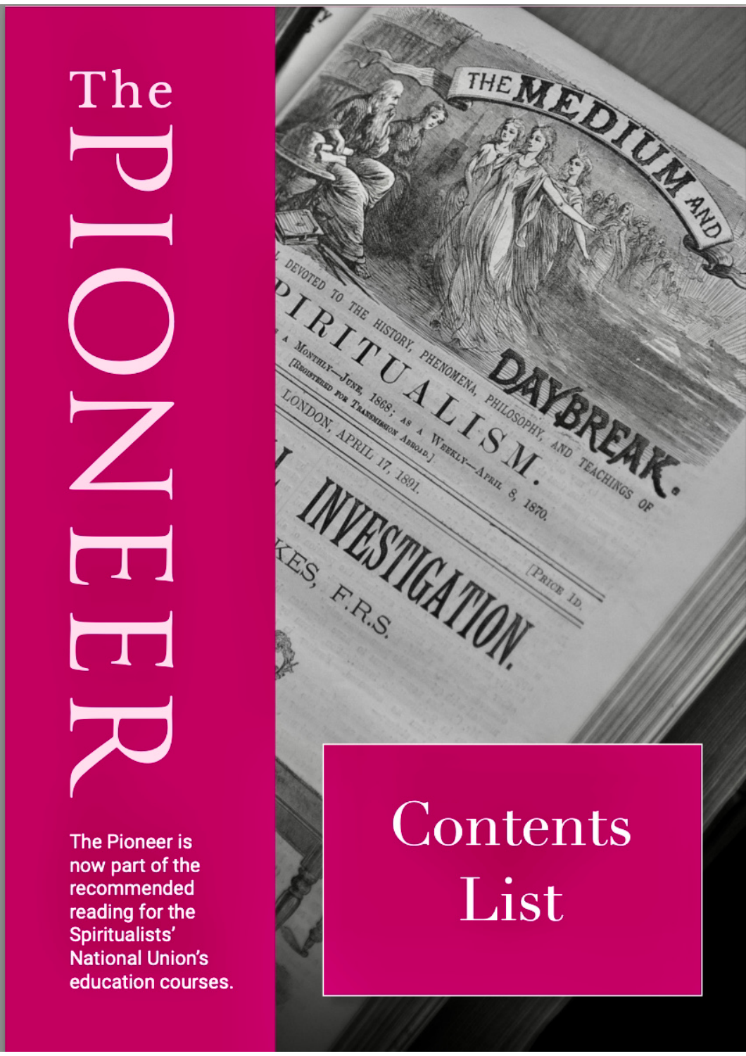# The PIONEER

The Pioneer is now part of the recommended reading for the Spiritualists' National Union's education courses.

## Contents List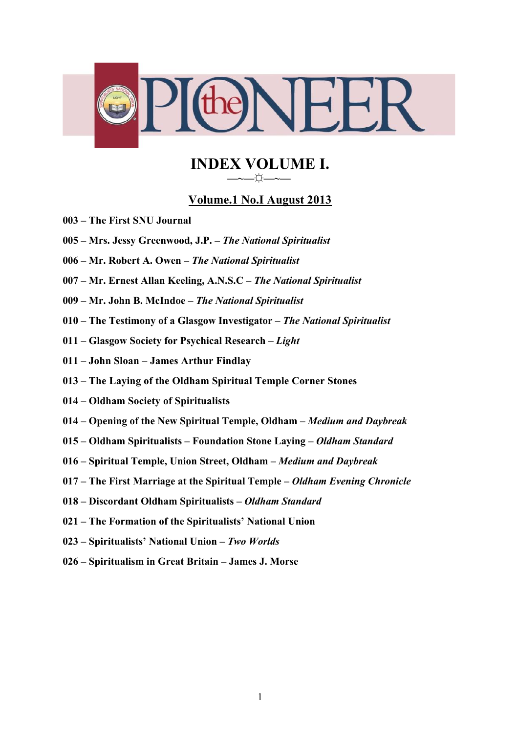# the PIONEER

## INDEX VOLUME I.

—~—☼—~—

### Volume.1 No.I August 2013

**003 – The First SNU Journal**

**005 – Mrs. Jessy Greenwood, J.P. – *The National Spiritualist***

**006 – Mr. Robert A. Owen – *The National Spiritualist***

**007 – Mr. Ernest Allan Keeling, A.N.S.C – *The National Spiritualist***

**009 – Mr. John B. McIndoe – *The National Spiritualist***

**010 – The Testimony of a Glasgow Investigator – *The National Spiritualist***

**011 – Glasgow Society for Psychical Research – *Light***

**011 – John Sloan – James Arthur Findlay**

**013 – The Laying of the Oldham Spiritual Temple Corner Stones**

**014 – Oldham Society of Spiritualists**

**014 – Opening of the New Spiritual Temple, Oldham – *Medium and Daybreak***

**015 – Oldham Spiritualists – Foundation Stone Laying – *Oldham Standard***

**016 – Spiritual Temple, Union Street, Oldham – *Medium and Daybreak***

**017 – The First Marriage at the Spiritual Temple – *Oldham Evening Chronicle***

**018 – Discordant Oldham Spiritualists – *Oldham Standard***

**021 – The Formation of the Spiritualists' National Union**

**023 – Spiritualists' National Union – *Two Worlds***

**026 – Spiritualism in Great Britain – James J. Morse**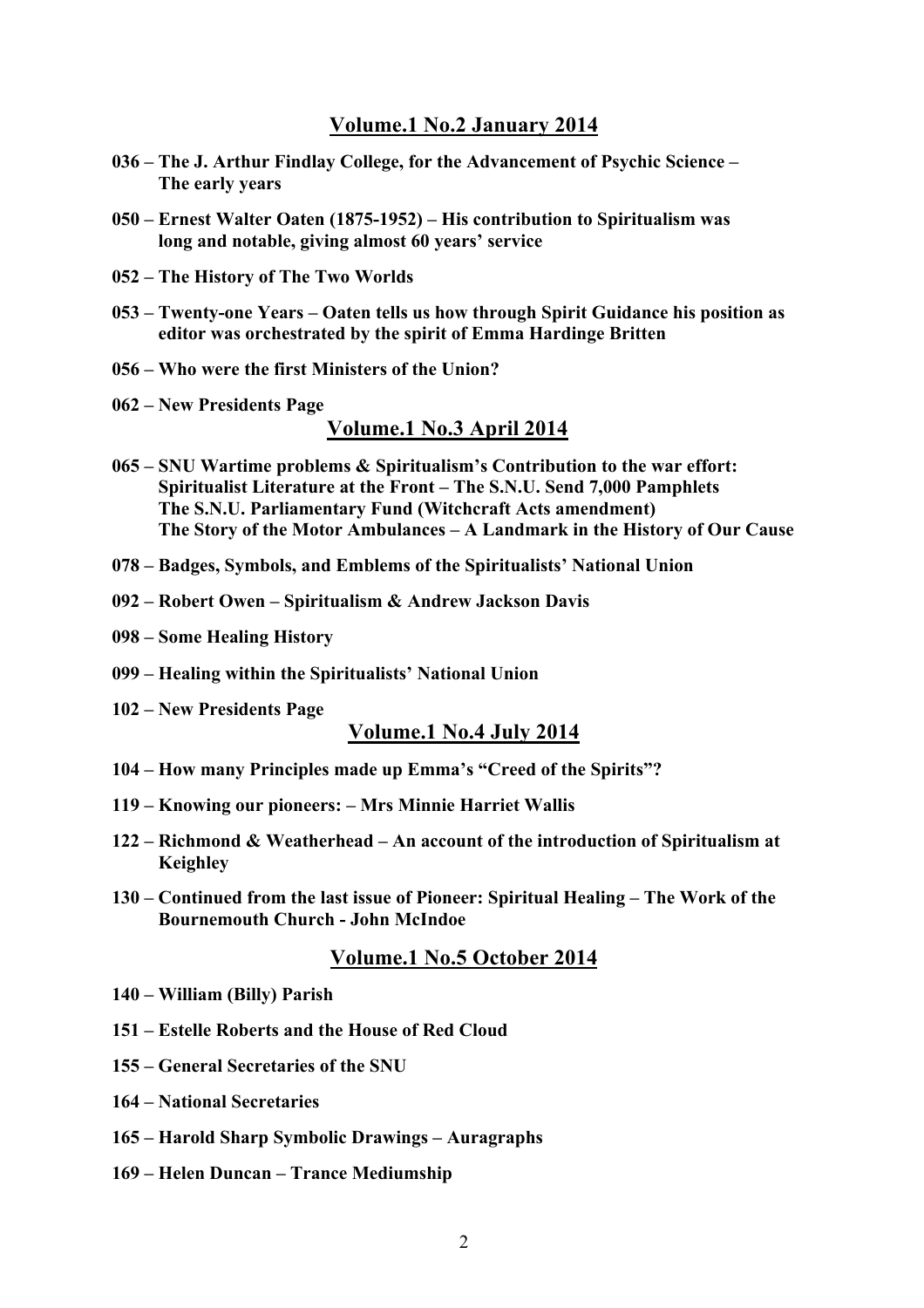## Volume.1 No.2 January 2014

**036 – The J. Arthur Findlay College, for the Advancement of Psychic Science – The early years**

**050 – Ernest Walter Oaten (1875-1952) – His contribution to Spiritualism was long and notable, giving almost 60 years' service**

**052 – The History of The Two Worlds**

**053 – Twenty-one Years – Oaten tells us how through Spirit Guidance his position as editor was orchestrated by the spirit of Emma Hardinge Britten**

**056 – Who were the first Ministers of the Union?**

**062 – New Presidents Page**

## Volume.1 No.3 April 2014

**065 – SNU Wartime problems & Spiritualism's Contribution to the war effort: Spiritualist Literature at the Front – The S.N.U. Send 7,000 Pamphlets The S.N.U. Parliamentary Fund (Witchcraft Acts amendment) The Story of the Motor Ambulances – A Landmark in the History of Our Cause**

**078 – Badges, Symbols, and Emblems of the Spiritualists' National Union**

**092 – Robert Owen – Spiritualism & Andrew Jackson Davis**

**098 – Some Healing History**

**099 – Healing within the Spiritualists' National Union**

**102 – New Presidents Page**

## Volume.1 No.4 July 2014

**104 – How many Principles made up Emma's "Creed of the Spirits"?**

**119 – Knowing our pioneers: – Mrs Minnie Harriet Wallis**

**122 – Richmond & Weatherhead – An account of the introduction of Spiritualism at Keighley**

**130 – Continued from the last issue of Pioneer: Spiritual Healing – The Work of the Bournemouth Church - John McIndoe**

## Volume.1 No.5 October 2014

**140 – William (Billy) Parish**

**151 – Estelle Roberts and the House of Red Cloud**

**155 – General Secretaries of the SNU**

**164 – National Secretaries**

**165 – Harold Sharp Symbolic Drawings – Auragraphs**

**169 – Helen Duncan – Trance Mediumship**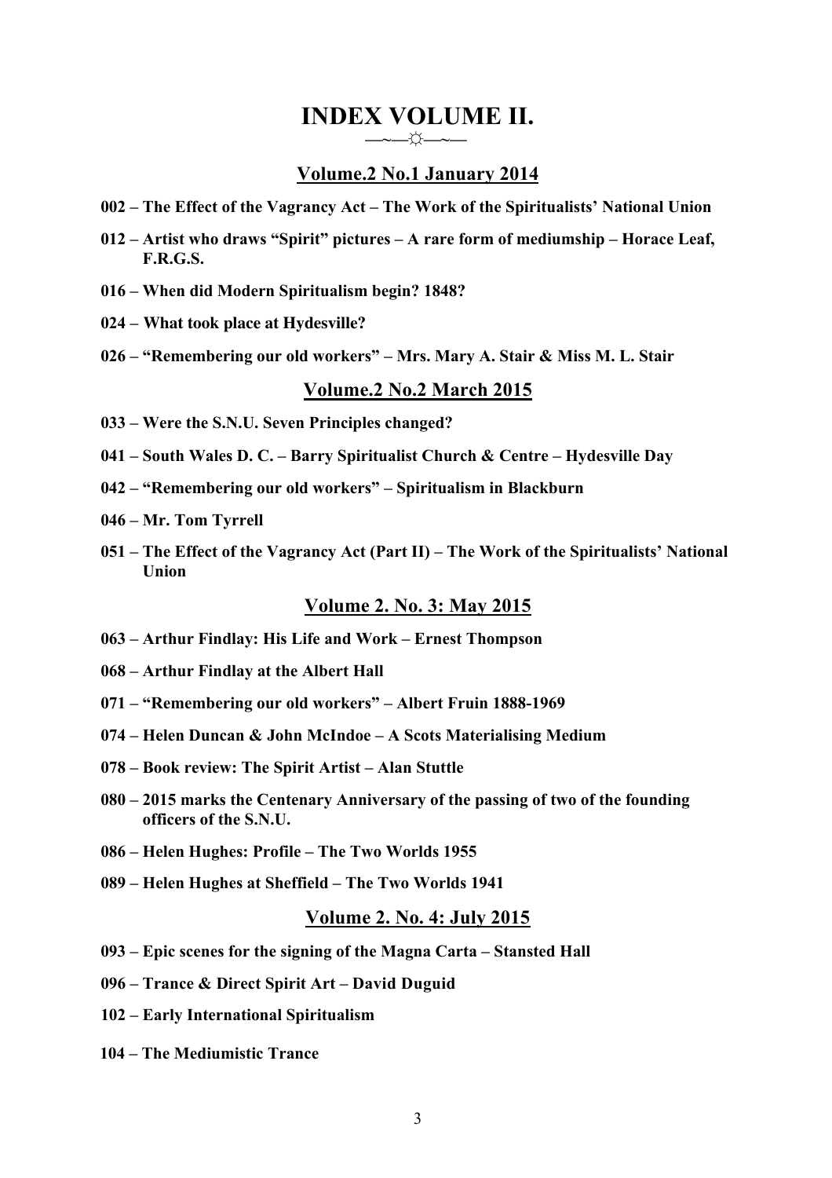# INDEX VOLUME II.

—~—☼—~—

## Volume.2 No.1 January 2014

**002 – The Effect of the Vagrancy Act – The Work of the Spiritualists' National Union**

**012 – Artist who draws "Spirit" pictures – A rare form of mediumship – Horace Leaf, F.R.G.S.**

**016 – When did Modern Spiritualism begin? 1848?**

**024 – What took place at Hydesville?**

**026 – "Remembering our old workers" – Mrs. Mary A. Stair & Miss M. L. Stair**

## Volume.2 No.2 March 2015

**033 – Were the S.N.U. Seven Principles changed?**

**041 – South Wales D. C. – Barry Spiritualist Church & Centre – Hydesville Day**

**042 – "Remembering our old workers" – Spiritualism in Blackburn**

**046 – Mr. Tom Tyrrell**

**051 – The Effect of the Vagrancy Act (Part II) – The Work of the Spiritualists' National Union**

## Volume 2. No. 3: May 2015

**063 – Arthur Findlay: His Life and Work – Ernest Thompson**

**068 – Arthur Findlay at the Albert Hall**

**071 – "Remembering our old workers" – Albert Fruin 1888-1969**

**074 – Helen Duncan & John McIndoe – A Scots Materialising Medium**

**078 – Book review: The Spirit Artist – Alan Stuttle**

**080 – 2015 marks the Centenary Anniversary of the passing of two of the founding officers of the S.N.U.**

**086 – Helen Hughes: Profile – The Two Worlds 1955**

**089 – Helen Hughes at Sheffield – The Two Worlds 1941**

## Volume 2. No. 4: July 2015

**093 – Epic scenes for the signing of the Magna Carta – Stansted Hall**

**096 – Trance & Direct Spirit Art – David Duguid**

**102 – Early International Spiritualism**

**104 – The Mediumistic Trance**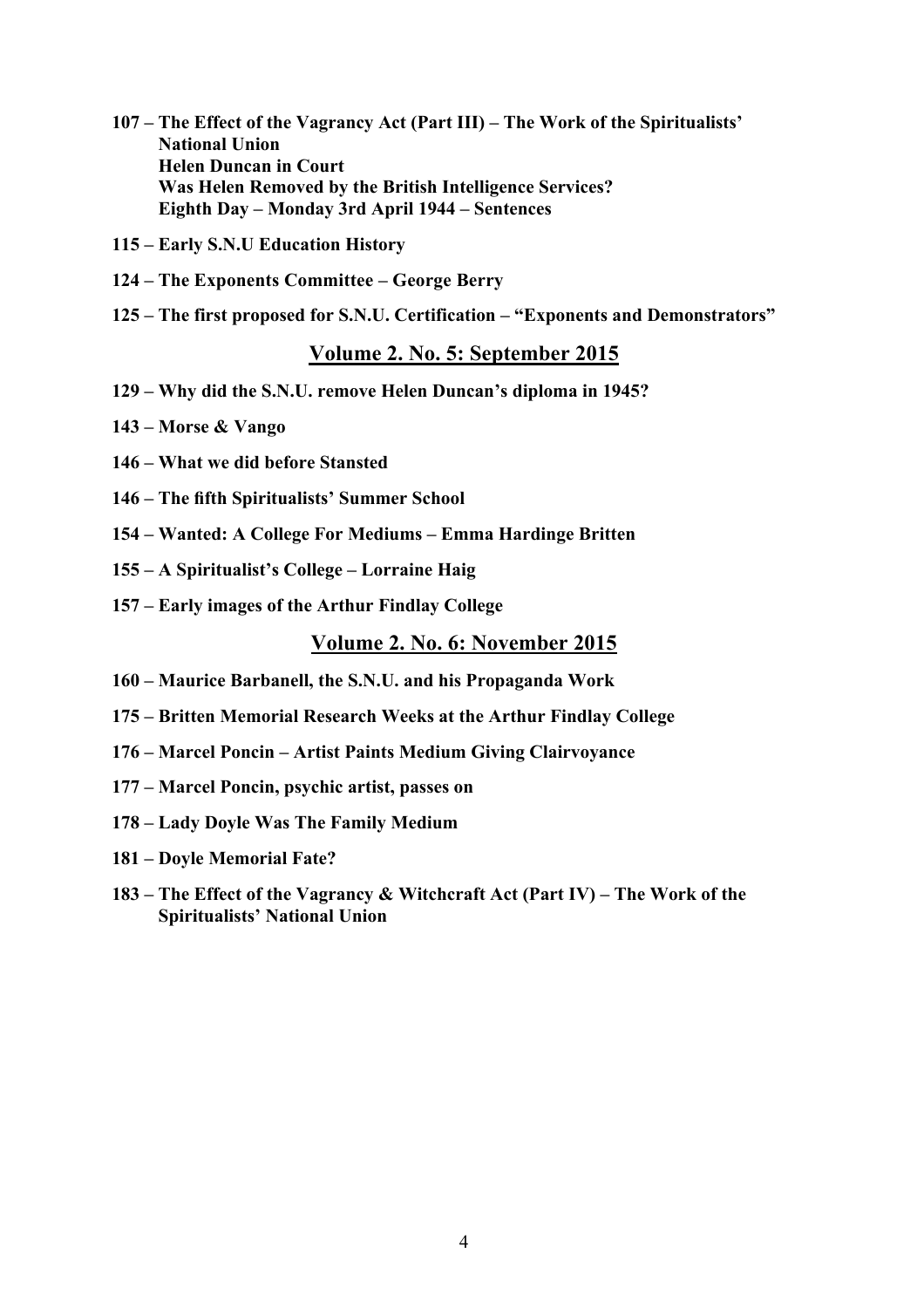**107 – The Effect of the Vagrancy Act (Part III) – The Work of the Spiritualists' National Union**
**Helen Duncan in Court**
**Was Helen Removed by the British Intelligence Services?**
**Eighth Day – Monday 3rd April 1944 – Sentences**

**115 – Early S.N.U Education History**

**124 – The Exponents Committee – George Berry**

**125 – The first proposed for S.N.U. Certification – "Exponents and Demonstrators"**

## Volume 2. No. 5: September 2015

**129 – Why did the S.N.U. remove Helen Duncan's diploma in 1945?**

**143 – Morse & Vango**

**146 – What we did before Stansted**

**146 – The fifth Spiritualists' Summer School**

**154 – Wanted: A College For Mediums – Emma Hardinge Britten**

**155 – A Spiritualist's College – Lorraine Haig**

**157 – Early images of the Arthur Findlay College**

## Volume 2. No. 6: November 2015

**160 – Maurice Barbanell, the S.N.U. and his Propaganda Work**

**175 – Britten Memorial Research Weeks at the Arthur Findlay College**

**176 – Marcel Poncin – Artist Paints Medium Giving Clairvoyance**

**177 – Marcel Poncin, psychic artist, passes on**

**178 – Lady Doyle Was The Family Medium**

**181 – Doyle Memorial Fate?**

**183 – The Effect of the Vagrancy & Witchcraft Act (Part IV) – The Work of the Spiritualists' National Union**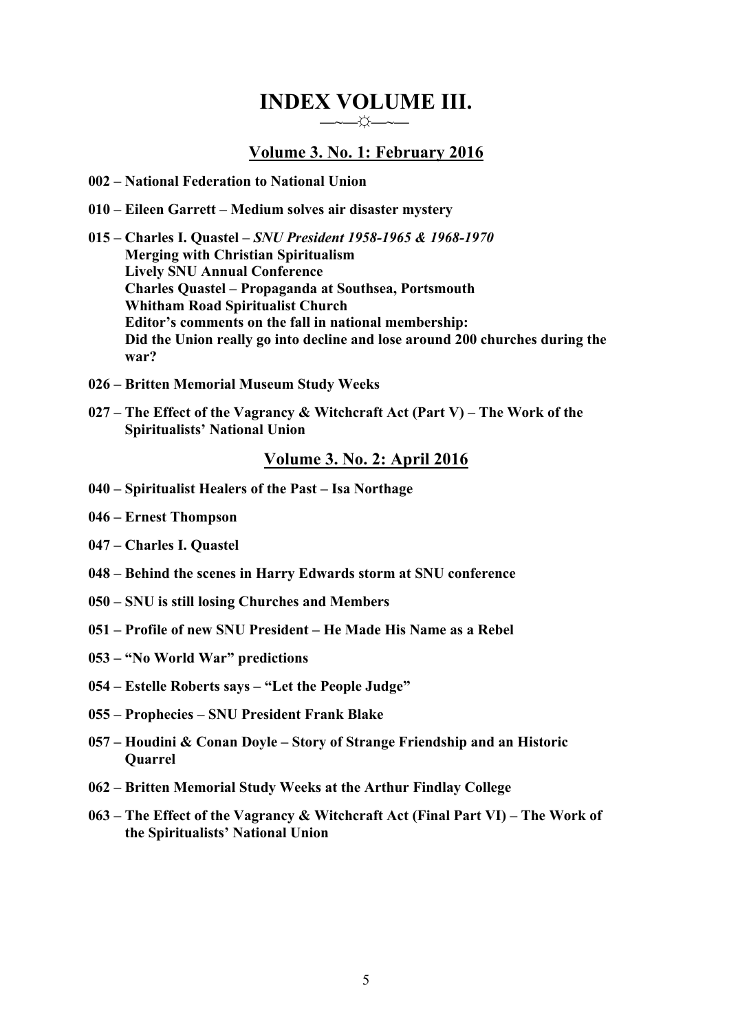# INDEX VOLUME III.

—~—☼—~—

## Volume 3. No. 1: February 2016

**002 – National Federation to National Union**

**010 – Eileen Garrett – Medium solves air disaster mystery**

**015 – Charles I. Quastel –** ***SNU President 1958-1965 & 1968-1970***
**Merging with Christian Spiritualism**
**Lively SNU Annual Conference**
**Charles Quastel – Propaganda at Southsea, Portsmouth**
**Whitham Road Spiritualist Church**
**Editor's comments on the fall in national membership:**
**Did the Union really go into decline and lose around 200 churches during the war?**

**026 – Britten Memorial Museum Study Weeks**

**027 – The Effect of the Vagrancy & Witchcraft Act (Part V) – The Work of the Spiritualists' National Union**

## Volume 3. No. 2: April 2016

**040 – Spiritualist Healers of the Past – Isa Northage**

**046 – Ernest Thompson**

**047 – Charles I. Quastel**

**048 – Behind the scenes in Harry Edwards storm at SNU conference**

**050 – SNU is still losing Churches and Members**

**051 – Profile of new SNU President – He Made His Name as a Rebel**

**053 – "No World War" predictions**

**054 – Estelle Roberts says – "Let the People Judge"**

**055 – Prophecies – SNU President Frank Blake**

**057 – Houdini & Conan Doyle – Story of Strange Friendship and an Historic Quarrel**

**062 – Britten Memorial Study Weeks at the Arthur Findlay College**

**063 – The Effect of the Vagrancy & Witchcraft Act (Final Part VI) – The Work of the Spiritualists' National Union**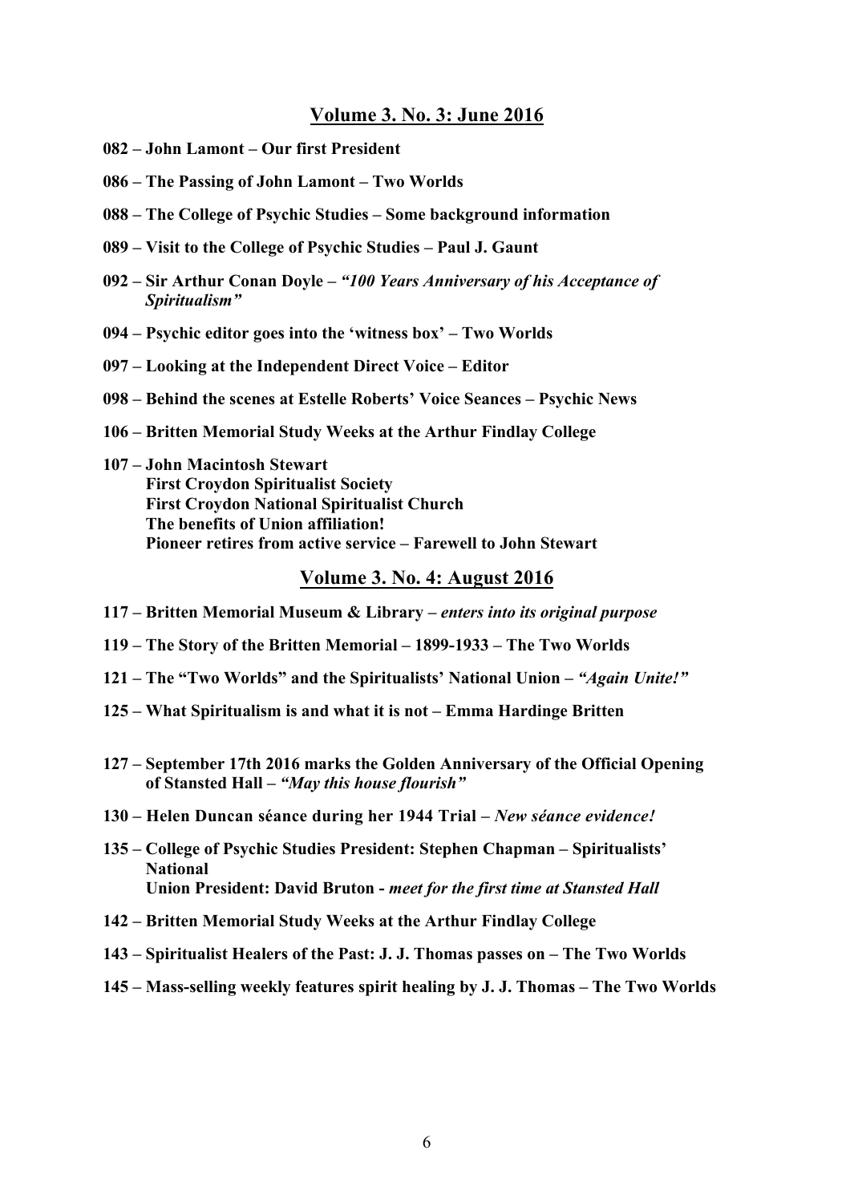## Volume 3. No. 3: June 2016

**082 – John Lamont – Our first President**

**086 – The Passing of John Lamont – Two Worlds**

**088 – The College of Psychic Studies – Some background information**

**089 – Visit to the College of Psychic Studies – Paul J. Gaunt**

**092 – Sir Arthur Conan Doyle –** ***"100 Years Anniversary of his Acceptance of Spiritualism"***

**094 – Psychic editor goes into the 'witness box' – Two Worlds**

**097 – Looking at the Independent Direct Voice – Editor**

**098 – Behind the scenes at Estelle Roberts' Voice Seances – Psychic News**

**106 – Britten Memorial Study Weeks at the Arthur Findlay College**

**107 – John Macintosh Stewart**
**First Croydon Spiritualist Society**
**First Croydon National Spiritualist Church**
**The benefits of Union affiliation!**
**Pioneer retires from active service – Farewell to John Stewart**

## Volume 3. No. 4: August 2016

**117 – Britten Memorial Museum & Library –** ***enters into its original purpose***

**119 – The Story of the Britten Memorial – 1899-1933 – The Two Worlds**

**121 – The "Two Worlds" and the Spiritualists' National Union –** ***"Again Unite!"***

**125 – What Spiritualism is and what it is not – Emma Hardinge Britten**

**127 – September 17th 2016 marks the Golden Anniversary of the Official Opening of Stansted Hall –** ***"May this house flourish"***

**130 – Helen Duncan séance during her 1944 Trial –** ***New séance evidence!***

**135 – College of Psychic Studies President: Stephen Chapman – Spiritualists' National**
**Union President: David Bruton -** ***meet for the first time at Stansted Hall***

**142 – Britten Memorial Study Weeks at the Arthur Findlay College**

**143 – Spiritualist Healers of the Past: J. J. Thomas passes on – The Two Worlds**

**145 – Mass-selling weekly features spirit healing by J. J. Thomas – The Two Worlds**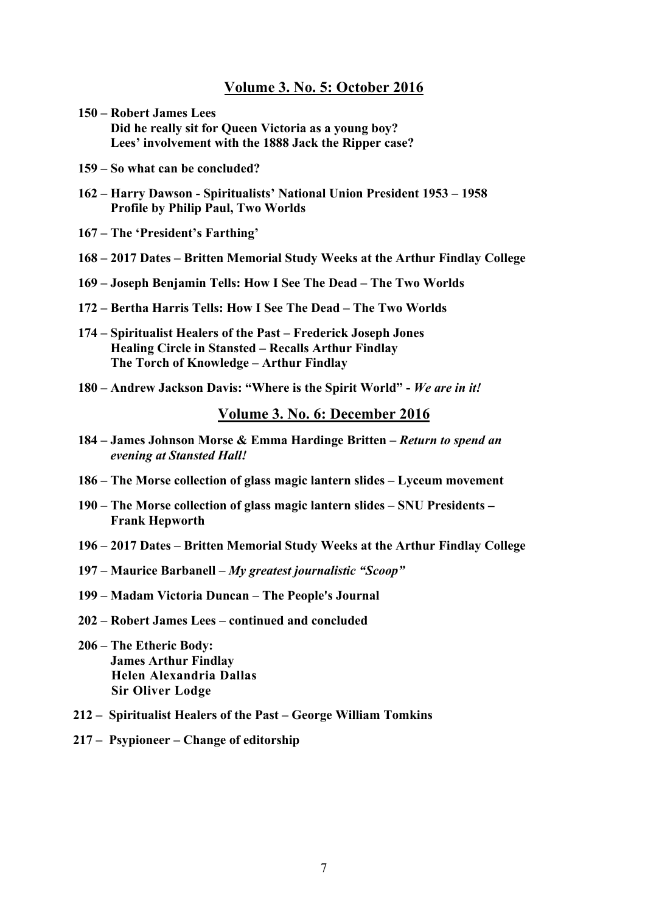## Volume 3. No. 5: October 2016

**150 – Robert James Lees**
**Did he really sit for Queen Victoria as a young boy?**
**Lees' involvement with the 1888 Jack the Ripper case?**

**159 – So what can be concluded?**

**162 – Harry Dawson - Spiritualists' National Union President 1953 – 1958**
**Profile by Philip Paul, Two Worlds**

**167 – The 'President's Farthing'**

**168 – 2017 Dates – Britten Memorial Study Weeks at the Arthur Findlay College**

**169 – Joseph Benjamin Tells: How I See The Dead – The Two Worlds**

**172 – Bertha Harris Tells: How I See The Dead – The Two Worlds**

**174 – Spiritualist Healers of the Past – Frederick Joseph Jones**
**Healing Circle in Stansted – Recalls Arthur Findlay**
**The Torch of Knowledge – Arthur Findlay**

**180 – Andrew Jackson Davis: "Where is the Spirit World" -** ***We are in it!***

## Volume 3. No. 6: December 2016

**184 – James Johnson Morse & Emma Hardinge Britten –** ***Return to spend an evening at Stansted Hall!***

**186 – The Morse collection of glass magic lantern slides – Lyceum movement**

**190 – The Morse collection of glass magic lantern slides – SNU Presidents – Frank Hepworth**

**196 – 2017 Dates – Britten Memorial Study Weeks at the Arthur Findlay College**

**197 – Maurice Barbanell –** ***My greatest journalistic "Scoop"***

**199 – Madam Victoria Duncan – The People's Journal**

**202 – Robert James Lees – continued and concluded**

**206 – The Etheric Body:**
**James Arthur Findlay**
**Helen Alexandria Dallas**
**Sir Oliver Lodge**

**212 – Spiritualist Healers of the Past – George William Tomkins**

**217 – Psypioneer – Change of editorship**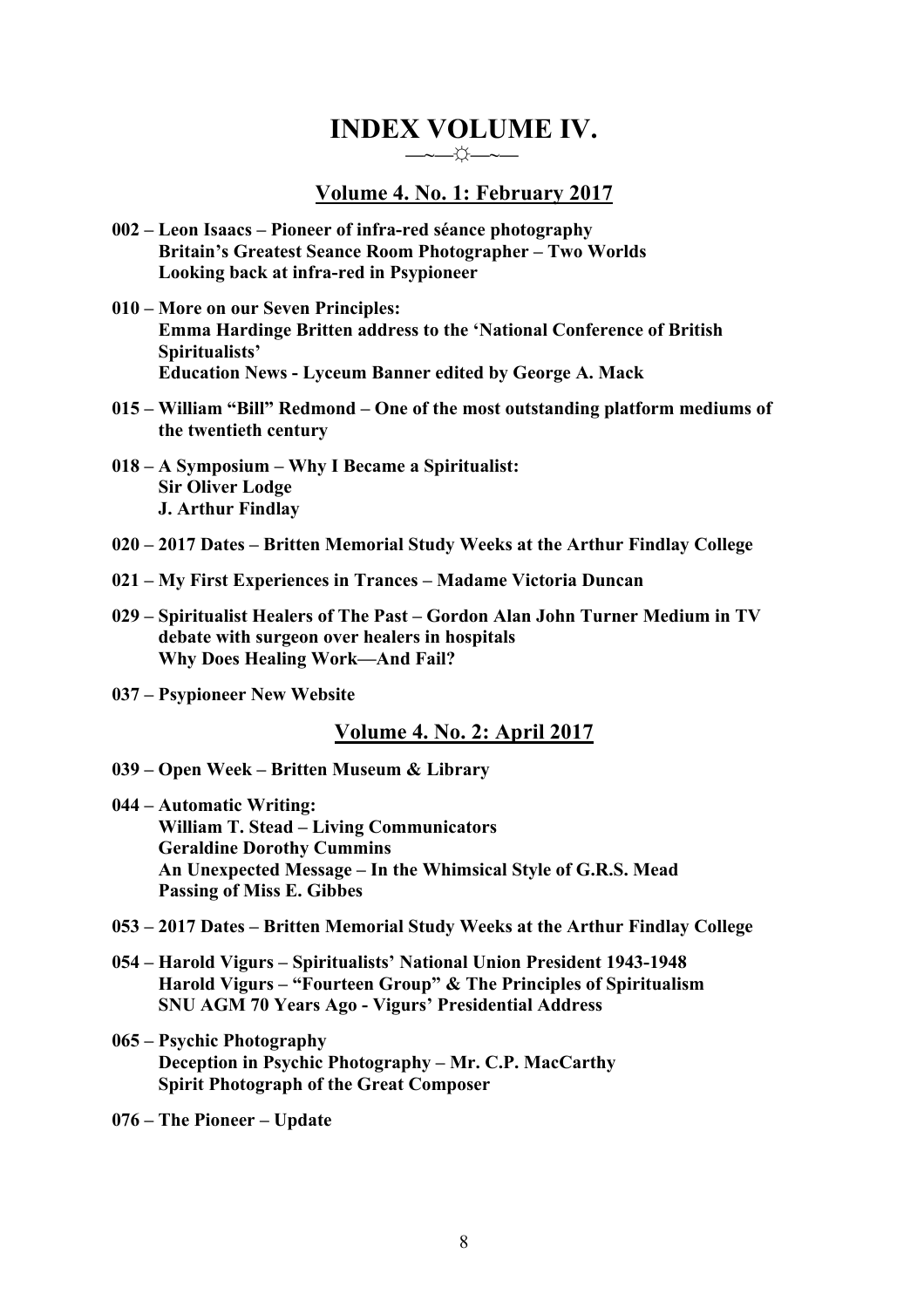# INDEX VOLUME IV.

—~—☼—~—

## Volume 4. No. 1: February 2017

**002 – Leon Isaacs – Pioneer of infra-red séance photography**
**Britain's Greatest Seance Room Photographer – Two Worlds**
**Looking back at infra-red in Psypioneer**

**010 – More on our Seven Principles:**
**Emma Hardinge Britten address to the 'National Conference of British Spiritualists'**
**Education News - Lyceum Banner edited by George A. Mack**

**015 – William "Bill" Redmond – One of the most outstanding platform mediums of the twentieth century**

**018 – A Symposium – Why I Became a Spiritualist:**
**Sir Oliver Lodge**
**J. Arthur Findlay**

**020 – 2017 Dates – Britten Memorial Study Weeks at the Arthur Findlay College**

**021 – My First Experiences in Trances – Madame Victoria Duncan**

**029 – Spiritualist Healers of The Past – Gordon Alan John Turner Medium in TV debate with surgeon over healers in hospitals**
**Why Does Healing Work—And Fail?**

**037 – Psypioneer New Website**

## Volume 4. No. 2: April 2017

**039 – Open Week – Britten Museum & Library**

**044 – Automatic Writing:**
**William T. Stead – Living Communicators**
**Geraldine Dorothy Cummins**
**An Unexpected Message – In the Whimsical Style of G.R.S. Mead**
**Passing of Miss E. Gibbes**

**053 – 2017 Dates – Britten Memorial Study Weeks at the Arthur Findlay College**

**054 – Harold Vigurs – Spiritualists' National Union President 1943-1948**
**Harold Vigurs – "Fourteen Group" & The Principles of Spiritualism**
**SNU AGM 70 Years Ago - Vigurs' Presidential Address**

**065 – Psychic Photography**
**Deception in Psychic Photography – Mr. C.P. MacCarthy**
**Spirit Photograph of the Great Composer**

**076 – The Pioneer – Update**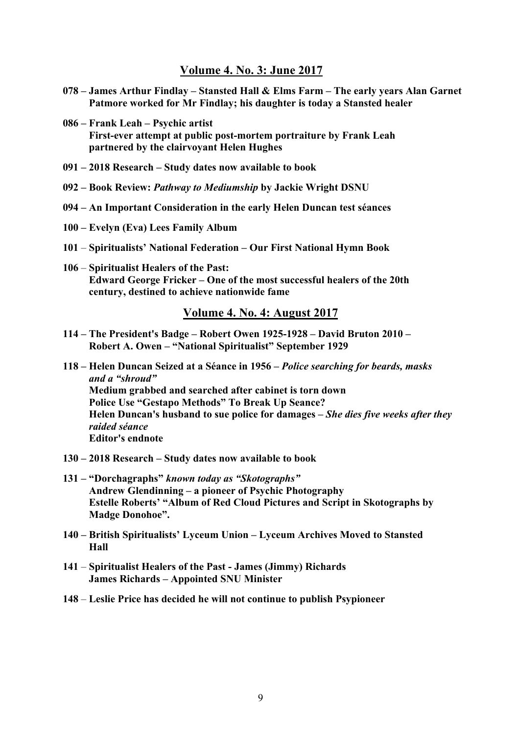## Volume 4. No. 3: June 2017

**078 – James Arthur Findlay – Stansted Hall & Elms Farm – The early years Alan Garnet Patmore worked for Mr Findlay; his daughter is today a Stansted healer**

**086 – Frank Leah – Psychic artist**
**First-ever attempt at public post-mortem portraiture by Frank Leah partnered by the clairvoyant Helen Hughes**

**091 – 2018 Research – Study dates now available to book**

**092 – Book Review: *Pathway to Mediumship* by Jackie Wright DSNU**

**094 – An Important Consideration in the early Helen Duncan test séances**

**100 – Evelyn (Eva) Lees Family Album**

**101 – Spiritualists' National Federation – Our First National Hymn Book**

**106 – Spiritualist Healers of the Past:**
**Edward George Fricker – One of the most successful healers of the 20th century, destined to achieve nationwide fame**

## Volume 4. No. 4: August 2017

**114 – The President's Badge – Robert Owen 1925-1928 – David Bruton 2010 – Robert A. Owen – "National Spiritualist" September 1929**

**118 – Helen Duncan Seized at a Séance in 1956 – *Police searching for beards, masks and a "shroud"***
**Medium grabbed and searched after cabinet is torn down**
**Police Use "Gestapo Methods" To Break Up Seance?**
**Helen Duncan's husband to sue police for damages – *She dies five weeks after they raided séance***
**Editor's endnote**

**130 – 2018 Research – Study dates now available to book**

**131 – "Dorchagraphs" *known today as "Skotographs"***
**Andrew Glendinning – a pioneer of Psychic Photography**
**Estelle Roberts' "Album of Red Cloud Pictures and Script in Skotographs by Madge Donohoe".**

**140 – British Spiritualists' Lyceum Union – Lyceum Archives Moved to Stansted Hall**

**141 – Spiritualist Healers of the Past - James (Jimmy) Richards**
**James Richards – Appointed SNU Minister**

**148 – Leslie Price has decided he will not continue to publish Psypioneer**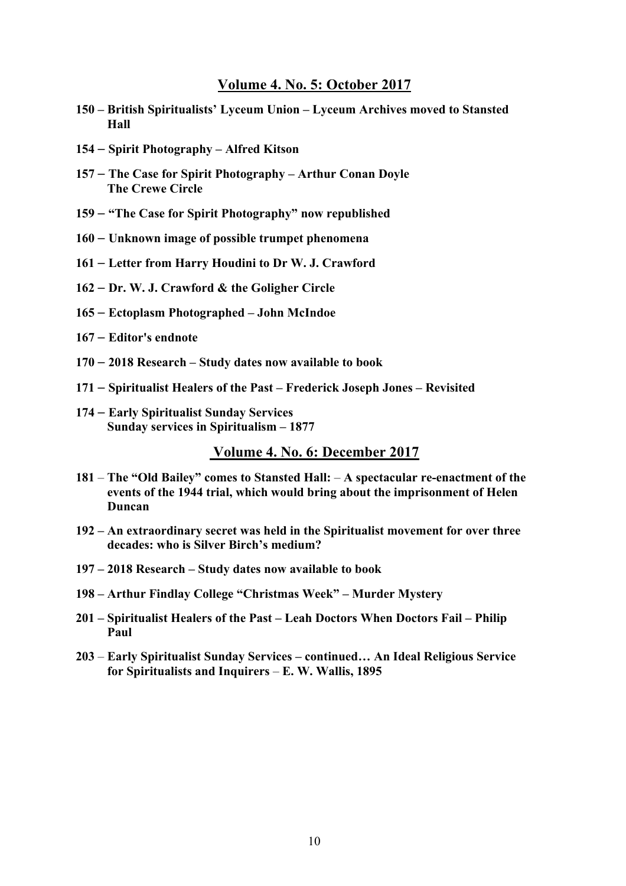## Volume 4. No. 5: October 2017

**150 – British Spiritualists' Lyceum Union – Lyceum Archives moved to Stansted Hall**

**154 – Spirit Photography – Alfred Kitson**

**157 – The Case for Spirit Photography – Arthur Conan Doyle
The Crewe Circle**

**159 – "The Case for Spirit Photography" now republished**

**160 – Unknown image of possible trumpet phenomena**

**161 – Letter from Harry Houdini to Dr W. J. Crawford**

**162 – Dr. W. J. Crawford & the Goligher Circle**

**165 – Ectoplasm Photographed – John McIndoe**

**167 – Editor's endnote**

**170 – 2018 Research – Study dates now available to book**

**171 – Spiritualist Healers of the Past – Frederick Joseph Jones – Revisited**

**174 – Early Spiritualist Sunday Services
Sunday services in Spiritualism – 1877**

## Volume 4. No. 6: December 2017

**181** – **The "Old Bailey" comes to Stansted Hall:** – **A spectacular re-enactment of the events of the 1944 trial, which would bring about the imprisonment of Helen Duncan**

**192 – An extraordinary secret was held in the Spiritualist movement for over three decades: who is Silver Birch's medium?**

**197 – 2018 Research – Study dates now available to book**

**198 – Arthur Findlay College "Christmas Week" – Murder Mystery**

**201 – Spiritualist Healers of the Past – Leah Doctors When Doctors Fail – Philip Paul**

**203** – **Early Spiritualist Sunday Services – continued… An Ideal Religious Service for Spiritualists and Inquirers** – **E. W. Wallis, 1895**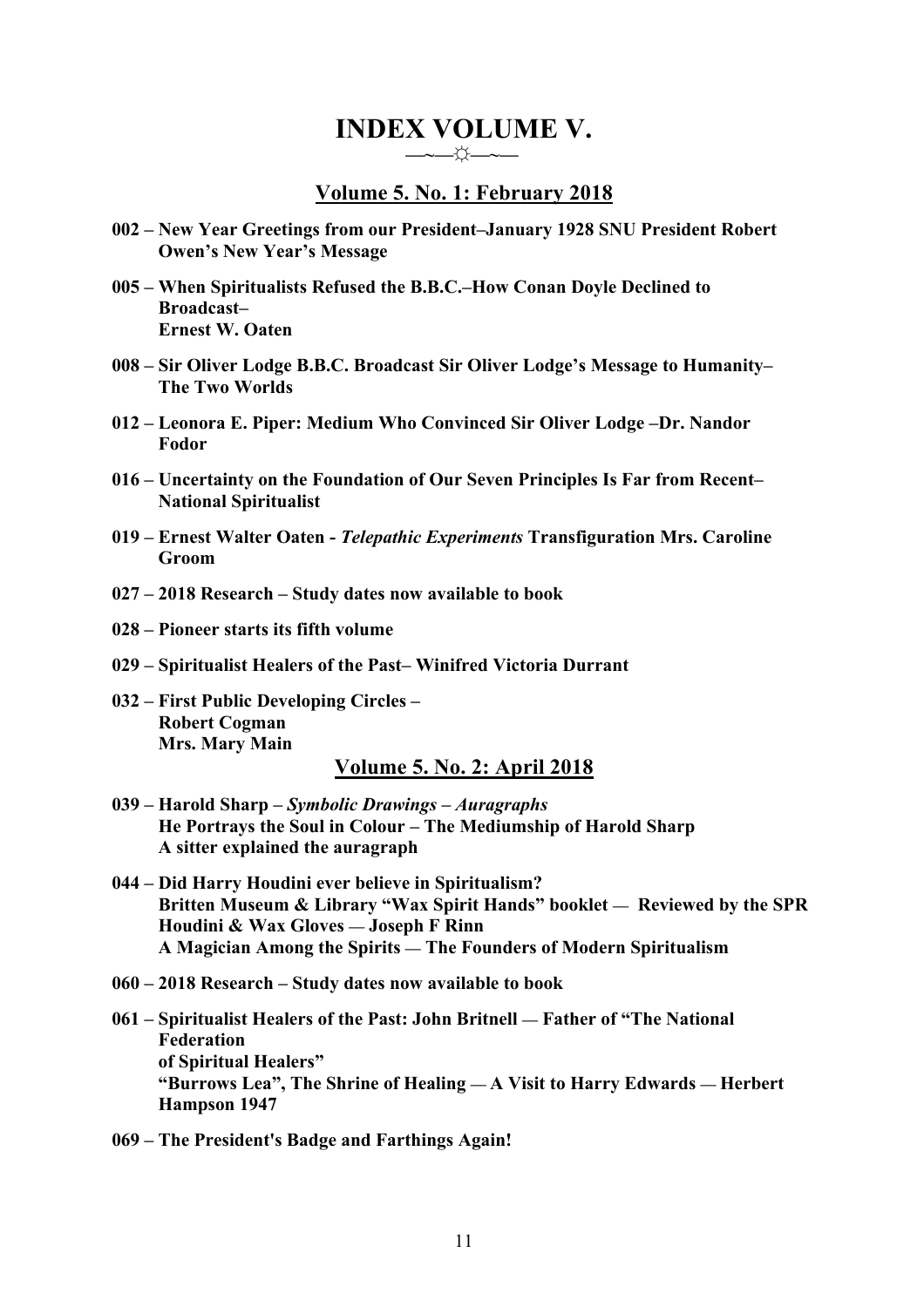# INDEX VOLUME V.

—~—☼—~—

## Volume 5. No. 1: February 2018

**002 – New Year Greetings from our President–January 1928 SNU President Robert Owen's New Year's Message**

**005 – When Spiritualists Refused the B.B.C.–How Conan Doyle Declined to Broadcast–
Ernest W. Oaten**

**008 – Sir Oliver Lodge B.B.C. Broadcast Sir Oliver Lodge's Message to Humanity–
The Two Worlds**

**012 – Leonora E. Piper: Medium Who Convinced Sir Oliver Lodge –Dr. Nandor Fodor**

**016 – Uncertainty on the Foundation of Our Seven Principles Is Far from Recent–
National Spiritualist**

**019 – Ernest Walter Oaten - *Telepathic Experiments* Transfiguration Mrs. Caroline Groom**

**027 – 2018 Research – Study dates now available to book**

**028 – Pioneer starts its fifth volume**

**029 – Spiritualist Healers of the Past– Winifred Victoria Durrant**

**032 – First Public Developing Circles –
Robert Cogman
Mrs. Mary Main**

## Volume 5. No. 2: April 2018

**039 – Harold Sharp – *Symbolic Drawings – Auragraphs*
He Portrays the Soul in Colour – The Mediumship of Harold Sharp
A sitter explained the auragraph**

**044 – Did Harry Houdini ever believe in Spiritualism?
Britten Museum & Library "Wax Spirit Hands" booklet — Reviewed by the SPR
Houdini & Wax Gloves — Joseph F Rinn
A Magician Among the Spirits — The Founders of Modern Spiritualism**

**060 – 2018 Research – Study dates now available to book**

**061 – Spiritualist Healers of the Past: John Britnell — Father of "The National Federation
of Spiritual Healers"
"Burrows Lea", The Shrine of Healing — A Visit to Harry Edwards — Herbert Hampson 1947**

**069 – The President's Badge and Farthings Again!**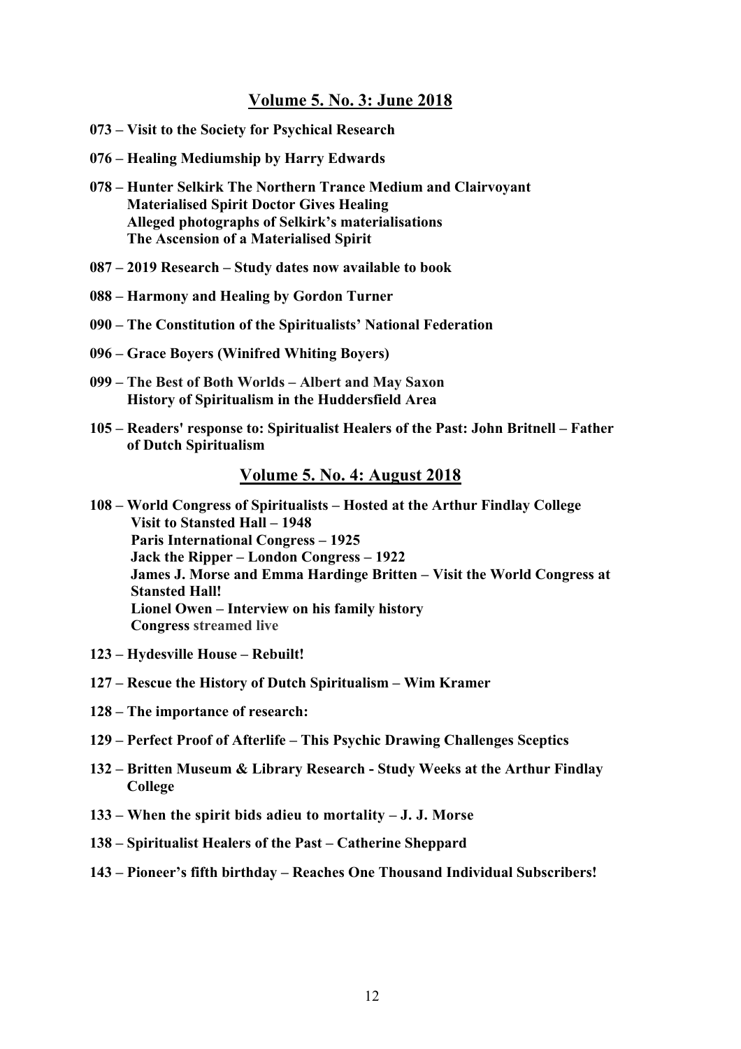## Volume 5. No. 3: June 2018

**073 – Visit to the Society for Psychical Research**

**076 – Healing Mediumship by Harry Edwards**

**078 – Hunter Selkirk The Northern Trance Medium and Clairvoyant**
**Materialised Spirit Doctor Gives Healing**
**Alleged photographs of Selkirk's materialisations**
**The Ascension of a Materialised Spirit**

**087 – 2019 Research – Study dates now available to book**

**088 – Harmony and Healing by Gordon Turner**

**090 – The Constitution of the Spiritualists' National Federation**

**096 – Grace Boyers (Winifred Whiting Boyers)**

**099 – The Best of Both Worlds – Albert and May Saxon**
**History of Spiritualism in the Huddersfield Area**

**105 – Readers' response to: Spiritualist Healers of the Past: John Britnell – Father of Dutch Spiritualism**

## Volume 5. No. 4: August 2018

**108 – World Congress of Spiritualists – Hosted at the Arthur Findlay College**
**Visit to Stansted Hall – 1948**
**Paris International Congress – 1925**
**Jack the Ripper – London Congress – 1922**
**James J. Morse and Emma Hardinge Britten – Visit the World Congress at Stansted Hall!**
**Lionel Owen – Interview on his family history**
**Congress streamed live**

**123 – Hydesville House – Rebuilt!**

**127 – Rescue the History of Dutch Spiritualism – Wim Kramer**

**128 – The importance of research:**

**129 – Perfect Proof of Afterlife – This Psychic Drawing Challenges Sceptics**

**132 – Britten Museum & Library Research - Study Weeks at the Arthur Findlay College**

**133 – When the spirit bids adieu to mortality – J. J. Morse**

**138 – Spiritualist Healers of the Past – Catherine Sheppard**

**143 – Pioneer's fifth birthday – Reaches One Thousand Individual Subscribers!**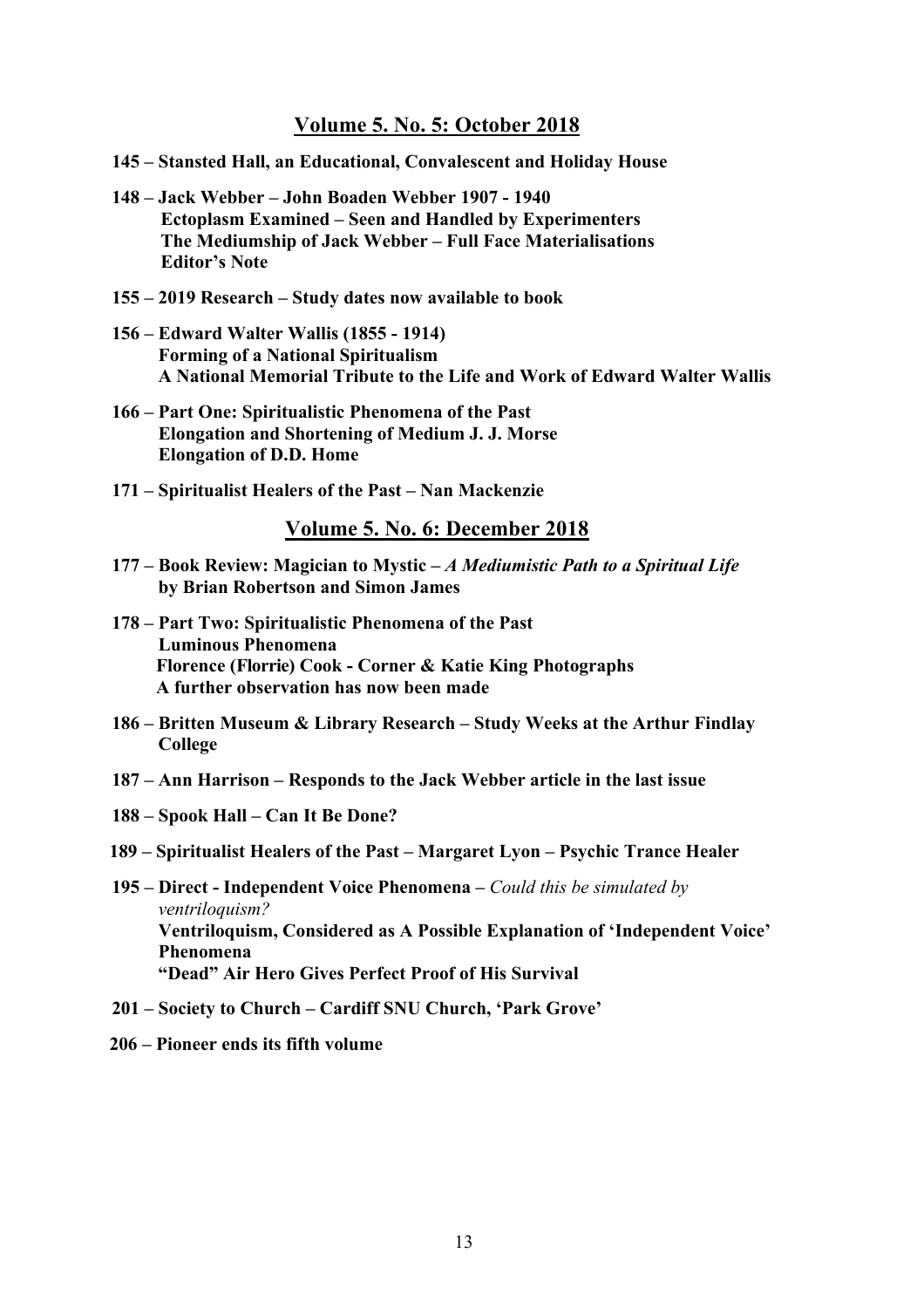## Volume 5. No. 5: October 2018

**145 – Stansted Hall, an Educational, Convalescent and Holiday House**

**148 – Jack Webber – John Boaden Webber 1907 - 1940**
**Ectoplasm Examined – Seen and Handled by Experimenters**
**The Mediumship of Jack Webber – Full Face Materialisations**
**Editor's Note**

**155 – 2019 Research – Study dates now available to book**

**156 – Edward Walter Wallis (1855 - 1914)**
**Forming of a National Spiritualism**
**A National Memorial Tribute to the Life and Work of Edward Walter Wallis**

**166 – Part One: Spiritualistic Phenomena of the Past**
**Elongation and Shortening of Medium J. J. Morse**
**Elongation of D.D. Home**

**171 – Spiritualist Healers of the Past – Nan Mackenzie**

## Volume 5. No. 6: December 2018

**177 – Book Review: Magician to Mystic –** ***A Mediumistic Path to a Spiritual Life*** **by Brian Robertson and Simon James**

**178 – Part Two: Spiritualistic Phenomena of the Past**
**Luminous Phenomena**
**Florence (Florrie) Cook - Corner & Katie King Photographs**
**A further observation has now been made**

**186 – Britten Museum & Library Research – Study Weeks at the Arthur Findlay College**

**187 – Ann Harrison – Responds to the Jack Webber article in the last issue**

**188 – Spook Hall – Can It Be Done?**

**189 – Spiritualist Healers of the Past – Margaret Lyon – Psychic Trance Healer**

**195 – Direct - Independent Voice Phenomena –** *Could this be simulated by ventriloquism?*
**Ventriloquism, Considered as A Possible Explanation of 'Independent Voice' Phenomena**
**"Dead" Air Hero Gives Perfect Proof of His Survival**

**201 – Society to Church – Cardiff SNU Church, 'Park Grove'**

**206 – Pioneer ends its fifth volume**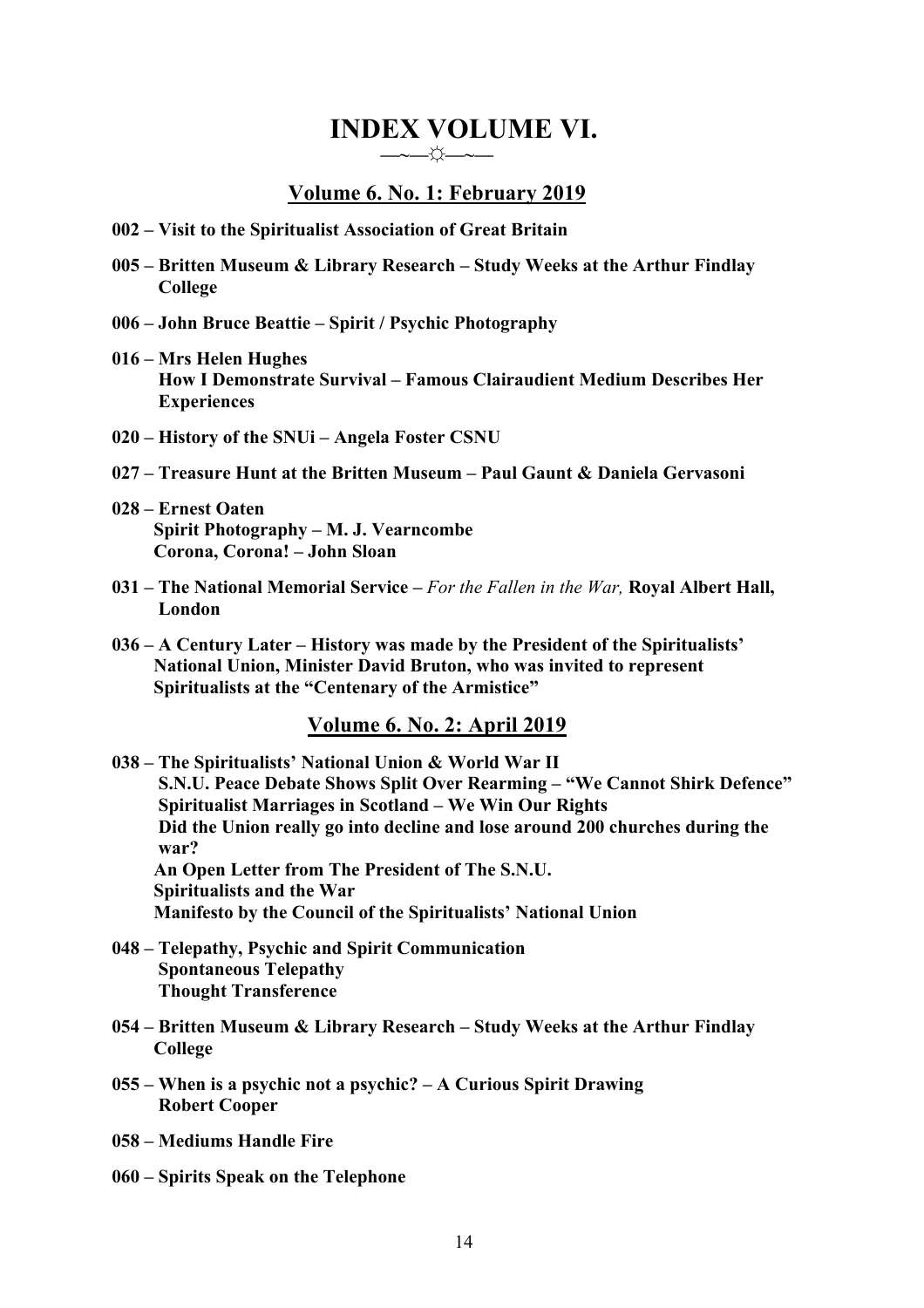# INDEX VOLUME VI.

—~—☼—~—

## Volume 6. No. 1: February 2019

**002 – Visit to the Spiritualist Association of Great Britain**

**005 – Britten Museum & Library Research – Study Weeks at the Arthur Findlay College**

**006 – John Bruce Beattie – Spirit / Psychic Photography**

**016 – Mrs Helen Hughes**
**How I Demonstrate Survival – Famous Clairaudient Medium Describes Her Experiences**

**020 – History of the SNUi – Angela Foster CSNU**

**027 – Treasure Hunt at the Britten Museum – Paul Gaunt & Daniela Gervasoni**

**028 – Ernest Oaten**
**Spirit Photography – M. J. Vearncombe**
**Corona, Corona! – John Sloan**

**031 – The National Memorial Service –** ***For the Fallen in the War,*** **Royal Albert Hall, London**

**036 – A Century Later – History was made by the President of the Spiritualists' National Union, Minister David Bruton, who was invited to represent Spiritualists at the "Centenary of the Armistice"**

## Volume 6. No. 2: April 2019

**038 – The Spiritualists' National Union & World War II**
**S.N.U. Peace Debate Shows Split Over Rearming – "We Cannot Shirk Defence"**
**Spiritualist Marriages in Scotland – We Win Our Rights**
**Did the Union really go into decline and lose around 200 churches during the war?**
**An Open Letter from The President of The S.N.U.**
**Spiritualists and the War**
**Manifesto by the Council of the Spiritualists' National Union**

**048 – Telepathy, Psychic and Spirit Communication**
**Spontaneous Telepathy**
**Thought Transference**

**054 – Britten Museum & Library Research – Study Weeks at the Arthur Findlay College**

**055 – When is a psychic not a psychic? – A Curious Spirit Drawing**
**Robert Cooper**

**058 – Mediums Handle Fire**

**060 – Spirits Speak on the Telephone**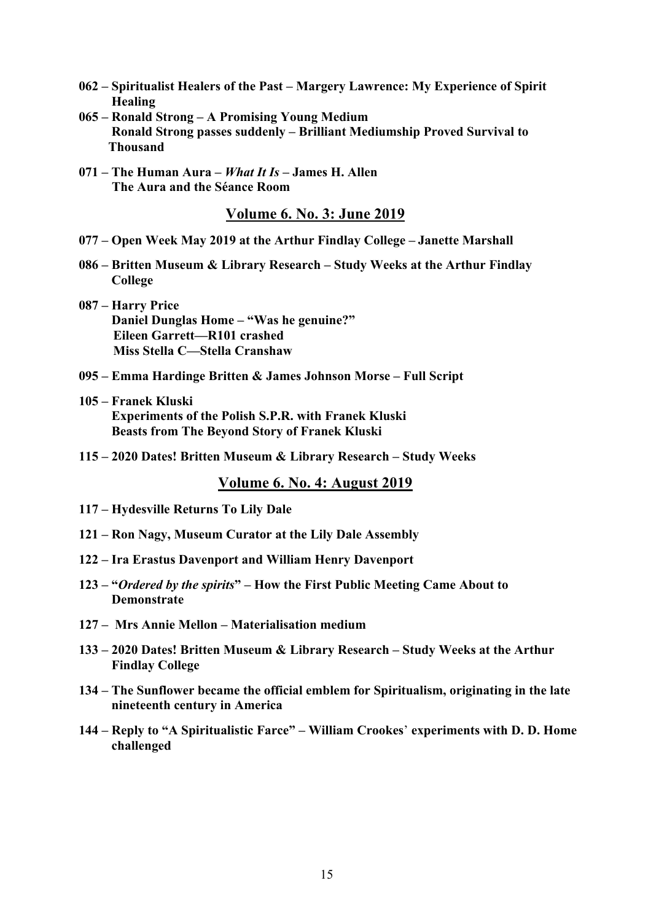**062 – Spiritualist Healers of the Past – Margery Lawrence: My Experience of Spirit Healing**

**065 – Ronald Strong – A Promising Young Medium**
**Ronald Strong passes suddenly – Brilliant Mediumship Proved Survival to Thousand**

**071 – The Human Aura – *What It Is* – James H. Allen**
**The Aura and the Séance Room**

## Volume 6. No. 3: June 2019

**077 – Open Week May 2019 at the Arthur Findlay College – Janette Marshall**

**086 – Britten Museum & Library Research – Study Weeks at the Arthur Findlay College**

**087 – Harry Price**
**Daniel Dunglas Home – "Was he genuine?"**
**Eileen Garrett—R101 crashed**
**Miss Stella C—Stella Cranshaw**

**095 – Emma Hardinge Britten & James Johnson Morse – Full Script**

**105 – Franek Kluski**
**Experiments of the Polish S.P.R. with Franek Kluski**
**Beasts from The Beyond Story of Franek Kluski**

**115 – 2020 Dates! Britten Museum & Library Research – Study Weeks**

## Volume 6. No. 4: August 2019

**117 – Hydesville Returns To Lily Dale**

**121 – Ron Nagy, Museum Curator at the Lily Dale Assembly**

**122 – Ira Erastus Davenport and William Henry Davenport**

**123 – "*Ordered by the spirits*" – How the First Public Meeting Came About to Demonstrate**

**127 – Mrs Annie Mellon – Materialisation medium**

**133 – 2020 Dates! Britten Museum & Library Research – Study Weeks at the Arthur Findlay College**

**134 – The Sunflower became the official emblem for Spiritualism, originating in the late nineteenth century in America**

**144 – Reply to "A Spiritualistic Farce" – William Crookes' experiments with D. D. Home challenged**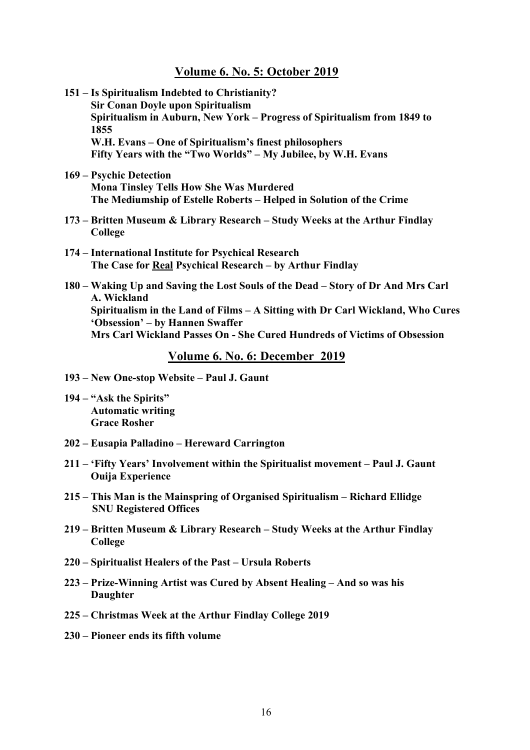## Volume 6. No. 5: October 2019

**151 – Is Spiritualism Indebted to Christianity?**
**Sir Conan Doyle upon Spiritualism**
**Spiritualism in Auburn, New York – Progress of Spiritualism from 1849 to 1855**
**W.H. Evans – One of Spiritualism's finest philosophers**
**Fifty Years with the "Two Worlds" – My Jubilee, by W.H. Evans**

**169 – Psychic Detection**
**Mona Tinsley Tells How She Was Murdered**
**The Mediumship of Estelle Roberts – Helped in Solution of the Crime**

**173 – Britten Museum & Library Research – Study Weeks at the Arthur Findlay College**

**174 – International Institute for Psychical Research**
**The Case for <u>Real</u> Psychical Research – by Arthur Findlay**

**180 – Waking Up and Saving the Lost Souls of the Dead – Story of Dr And Mrs Carl A. Wickland**
**Spiritualism in the Land of Films – A Sitting with Dr Carl Wickland, Who Cures 'Obsession' – by Hannen Swaffer**
**Mrs Carl Wickland Passes On - She Cured Hundreds of Victims of Obsession**

## Volume 6. No. 6: December 2019

**193 – New One-stop Website – Paul J. Gaunt**

**194 – "Ask the Spirits"**
**Automatic writing**
**Grace Rosher**

**202 – Eusapia Palladino – Hereward Carrington**

**211 – 'Fifty Years' Involvement within the Spiritualist movement – Paul J. Gaunt**
**Ouija Experience**

**215 – This Man is the Mainspring of Organised Spiritualism – Richard Ellidge**
**SNU Registered Offices**

**219 – Britten Museum & Library Research – Study Weeks at the Arthur Findlay College**

**220 – Spiritualist Healers of the Past – Ursula Roberts**

**223 – Prize-Winning Artist was Cured by Absent Healing – And so was his Daughter**

**225 – Christmas Week at the Arthur Findlay College 2019**

**230 – Pioneer ends its fifth volume**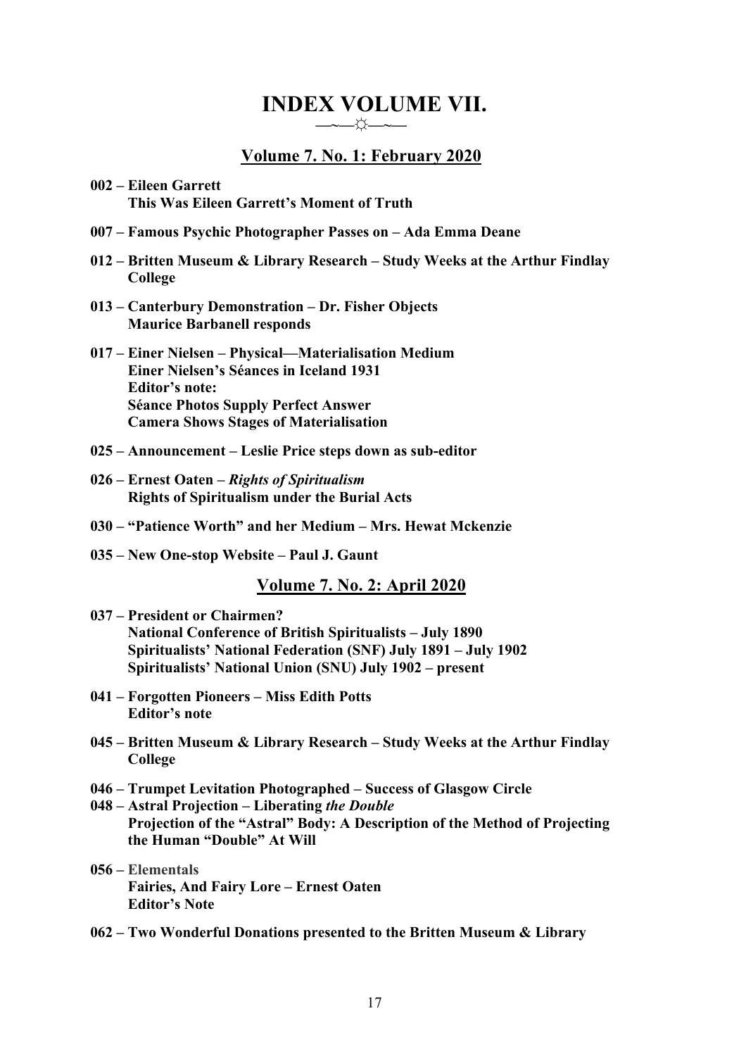# INDEX VOLUME VII.

—~—☼—~—

## Volume 7. No. 1: February 2020

**002 – Eileen Garrett**
**This Was Eileen Garrett's Moment of Truth**

**007 – Famous Psychic Photographer Passes on – Ada Emma Deane**

**012 – Britten Museum & Library Research – Study Weeks at the Arthur Findlay College**

**013 – Canterbury Demonstration – Dr. Fisher Objects**
**Maurice Barbanell responds**

**017 – Einer Nielsen – Physical—Materialisation Medium**
**Einer Nielsen's Séances in Iceland 1931**
**Editor's note:**
**Séance Photos Supply Perfect Answer**
**Camera Shows Stages of Materialisation**

**025 – Announcement – Leslie Price steps down as sub-editor**

**026 – Ernest Oaten –** ***Rights of Spiritualism***
**Rights of Spiritualism under the Burial Acts**

**030 – "Patience Worth" and her Medium – Mrs. Hewat Mckenzie**

**035 – New One-stop Website – Paul J. Gaunt**

## Volume 7. No. 2: April 2020

**037 – President or Chairmen?**
**National Conference of British Spiritualists – July 1890**
**Spiritualists' National Federation (SNF) July 1891 – July 1902**
**Spiritualists' National Union (SNU) July 1902 – present**

**041 – Forgotten Pioneers – Miss Edith Potts**
**Editor's note**

**045 – Britten Museum & Library Research – Study Weeks at the Arthur Findlay College**

**046 – Trumpet Levitation Photographed – Success of Glasgow Circle**

**048 – Astral Projection – Liberating** ***the Double***
**Projection of the "Astral" Body: A Description of the Method of Projecting the Human "Double" At Will**

**056 – Elementals**
**Fairies, And Fairy Lore – Ernest Oaten**
**Editor's Note**

**062 – Two Wonderful Donations presented to the Britten Museum & Library**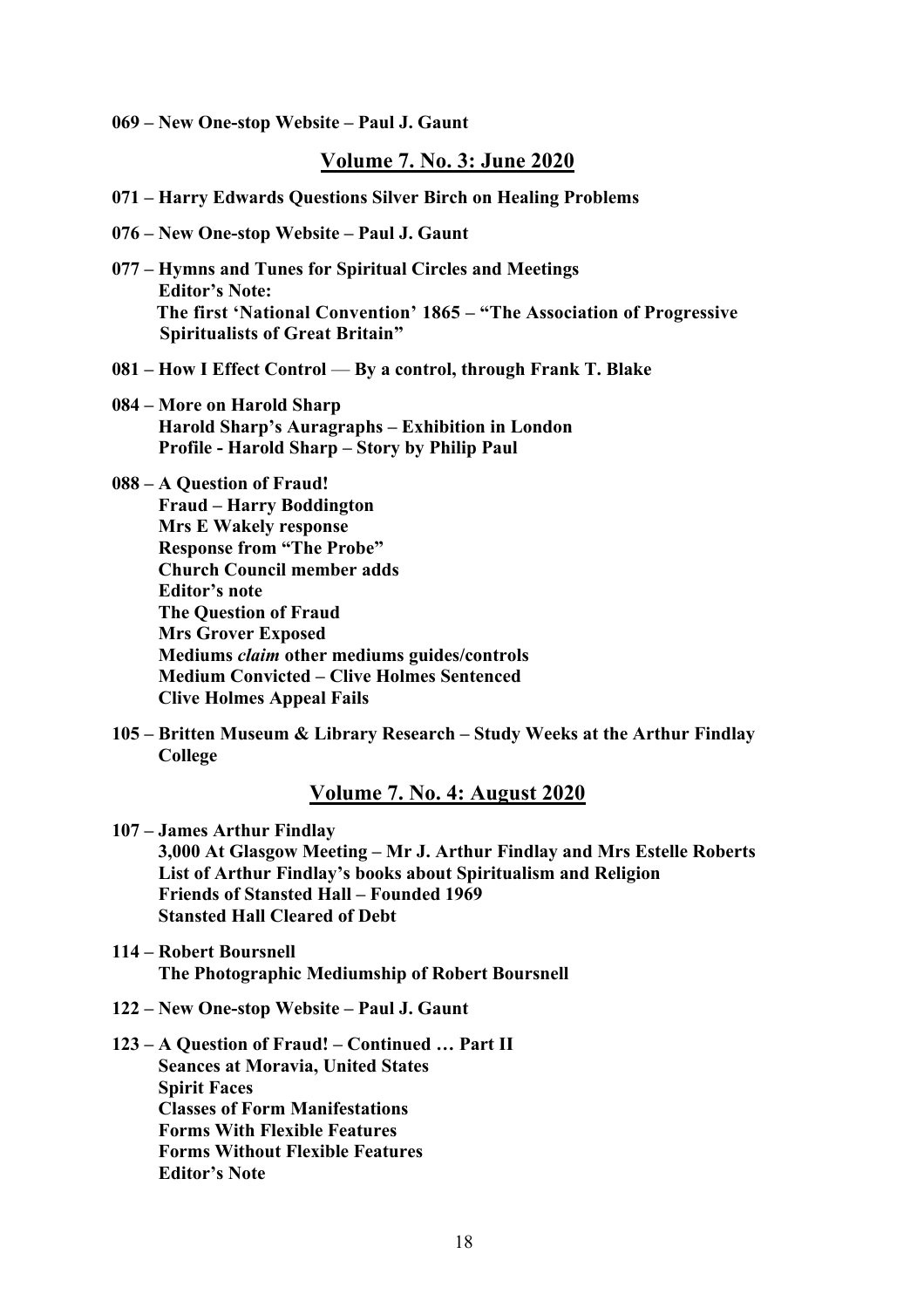**069 – New One-stop Website – Paul J. Gaunt**

## Volume 7. No. 3: June 2020

**071 – Harry Edwards Questions Silver Birch on Healing Problems**

**076 – New One-stop Website – Paul J. Gaunt**

**077 – Hymns and Tunes for Spiritual Circles and Meetings**
**Editor's Note:**
**The first 'National Convention' 1865 – "The Association of Progressive Spiritualists of Great Britain"**

**081 – How I Effect Control — By a control, through Frank T. Blake**

**084 – More on Harold Sharp**
**Harold Sharp's Auragraphs – Exhibition in London**
**Profile - Harold Sharp – Story by Philip Paul**

**088 – A Question of Fraud!**
**Fraud – Harry Boddington**
**Mrs E Wakely response**
**Response from "The Probe"**
**Church Council member adds**
**Editor's note**
**The Question of Fraud**
**Mrs Grover Exposed**
**Mediums *claim* other mediums guides/controls**
**Medium Convicted – Clive Holmes Sentenced**
**Clive Holmes Appeal Fails**

**105 – Britten Museum & Library Research – Study Weeks at the Arthur Findlay College**

## Volume 7. No. 4: August 2020

**107 – James Arthur Findlay**
**3,000 At Glasgow Meeting – Mr J. Arthur Findlay and Mrs Estelle Roberts**
**List of Arthur Findlay's books about Spiritualism and Religion**
**Friends of Stansted Hall – Founded 1969**
**Stansted Hall Cleared of Debt**

**114 – Robert Boursnell**
**The Photographic Mediumship of Robert Boursnell**

**122 – New One-stop Website – Paul J. Gaunt**

**123 – A Question of Fraud! – Continued … Part II**
**Seances at Moravia, United States**
**Spirit Faces**
**Classes of Form Manifestations**
**Forms With Flexible Features**
**Forms Without Flexible Features**
**Editor's Note**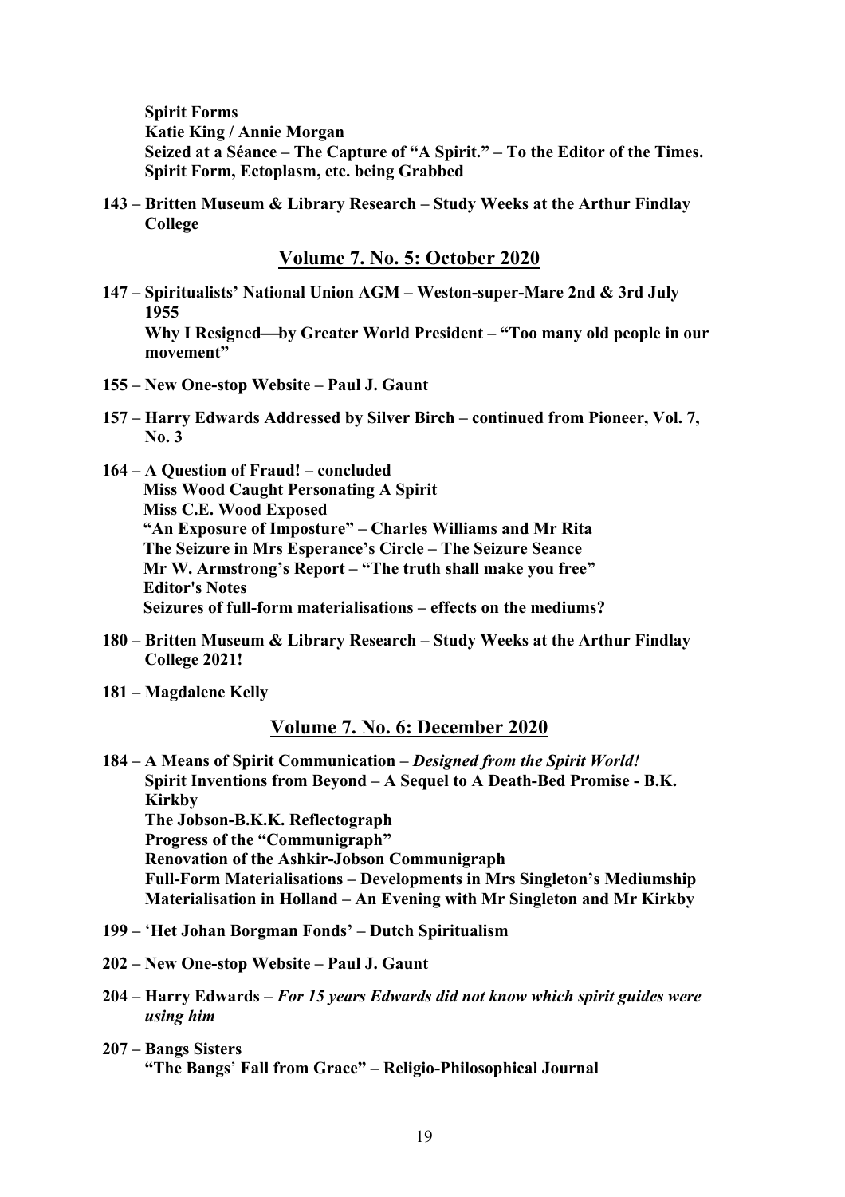**Spirit Forms**
**Katie King / Annie Morgan**
**Seized at a Séance – The Capture of "A Spirit." – To the Editor of the Times.**
**Spirit Form, Ectoplasm, etc. being Grabbed**

**143 – Britten Museum & Library Research – Study Weeks at the Arthur Findlay College**

## Volume 7. No. 5: October 2020

**147 – Spiritualists' National Union AGM – Weston-super-Mare 2nd & 3rd July 1955**
**Why I Resigned—by Greater World President – "Too many old people in our movement"**

**155 – New One-stop Website – Paul J. Gaunt**

**157 – Harry Edwards Addressed by Silver Birch – continued from Pioneer, Vol. 7, No. 3**

**164 – A Question of Fraud! – concluded**
**Miss Wood Caught Personating A Spirit**
**Miss C.E. Wood Exposed**
**"An Exposure of Imposture" – Charles Williams and Mr Rita**
**The Seizure in Mrs Esperance's Circle – The Seizure Seance**
**Mr W. Armstrong's Report – "The truth shall make you free"**
**Editor's Notes**
**Seizures of full-form materialisations – effects on the mediums?**

**180 – Britten Museum & Library Research – Study Weeks at the Arthur Findlay College 2021!**

**181 – Magdalene Kelly**

## Volume 7. No. 6: December 2020

**184 – A Means of Spirit Communication –** ***Designed from the Spirit World!***
**Spirit Inventions from Beyond – A Sequel to A Death-Bed Promise - B.K. Kirkby**
**The Jobson-B.K.K. Reflectograph**
**Progress of the "Communigraph"**
**Renovation of the Ashkir-Jobson Communigraph**
**Full-Form Materialisations – Developments in Mrs Singleton's Mediumship**
**Materialisation in Holland – An Evening with Mr Singleton and Mr Kirkby**

**199 – 'Het Johan Borgman Fonds' – Dutch Spiritualism**

**202 – New One-stop Website – Paul J. Gaunt**

**204 – Harry Edwards –** ***For 15 years Edwards did not know which spirit guides were using him***

**207 – Bangs Sisters**
**"The Bangs' Fall from Grace" – Religio-Philosophical Journal**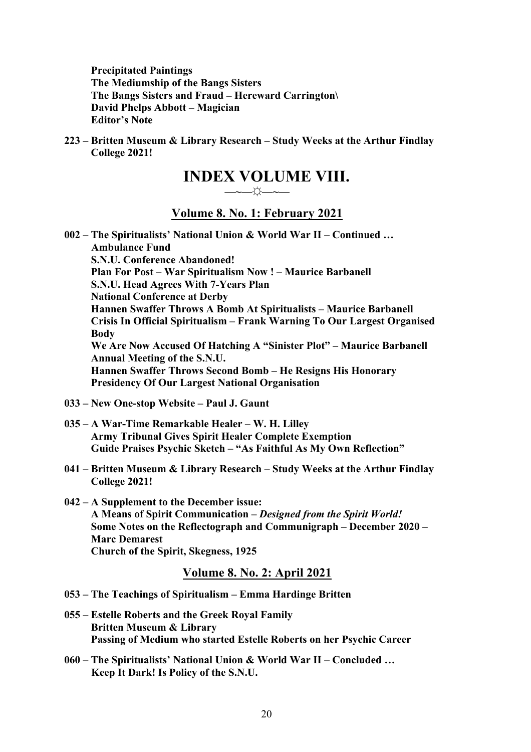**Precipitated Paintings**
**The Mediumship of the Bangs Sisters**
**The Bangs Sisters and Fraud – Hereward Carrington\**
**David Phelps Abbott – Magician**
**Editor's Note**

**223 – Britten Museum & Library Research – Study Weeks at the Arthur Findlay College 2021!**

# INDEX VOLUME VIII.

—~—☼—~—

## Volume 8. No. 1: February 2021

**002 – The Spiritualists' National Union & World War II – Continued …**
**Ambulance Fund**
**S.N.U. Conference Abandoned!**
**Plan For Post – War Spiritualism Now ! – Maurice Barbanell**
**S.N.U. Head Agrees With 7-Years Plan**
**National Conference at Derby**
**Hannen Swaffer Throws A Bomb At Spiritualists – Maurice Barbanell**
**Crisis In Official Spiritualism – Frank Warning To Our Largest Organised Body**
**We Are Now Accused Of Hatching A "Sinister Plot" – Maurice Barbanell**
**Annual Meeting of the S.N.U.**
**Hannen Swaffer Throws Second Bomb – He Resigns His Honorary Presidency Of Our Largest National Organisation**

**033 – New One-stop Website – Paul J. Gaunt**

**035 – A War-Time Remarkable Healer – W. H. Lilley**
**Army Tribunal Gives Spirit Healer Complete Exemption**
**Guide Praises Psychic Sketch – "As Faithful As My Own Reflection"**

**041 – Britten Museum & Library Research – Study Weeks at the Arthur Findlay College 2021!**

**042 – A Supplement to the December issue:**
**A Means of Spirit Communication – *Designed from the Spirit World!***
**Some Notes on the Reflectograph and Communigraph – December 2020 – Marc Demarest**
**Church of the Spirit, Skegness, 1925**

## Volume 8. No. 2: April 2021

**053 – The Teachings of Spiritualism – Emma Hardinge Britten**

**055 – Estelle Roberts and the Greek Royal Family**
**Britten Museum & Library**
**Passing of Medium who started Estelle Roberts on her Psychic Career**

**060 – The Spiritualists' National Union & World War II – Concluded …**
**Keep It Dark! Is Policy of the S.N.U.**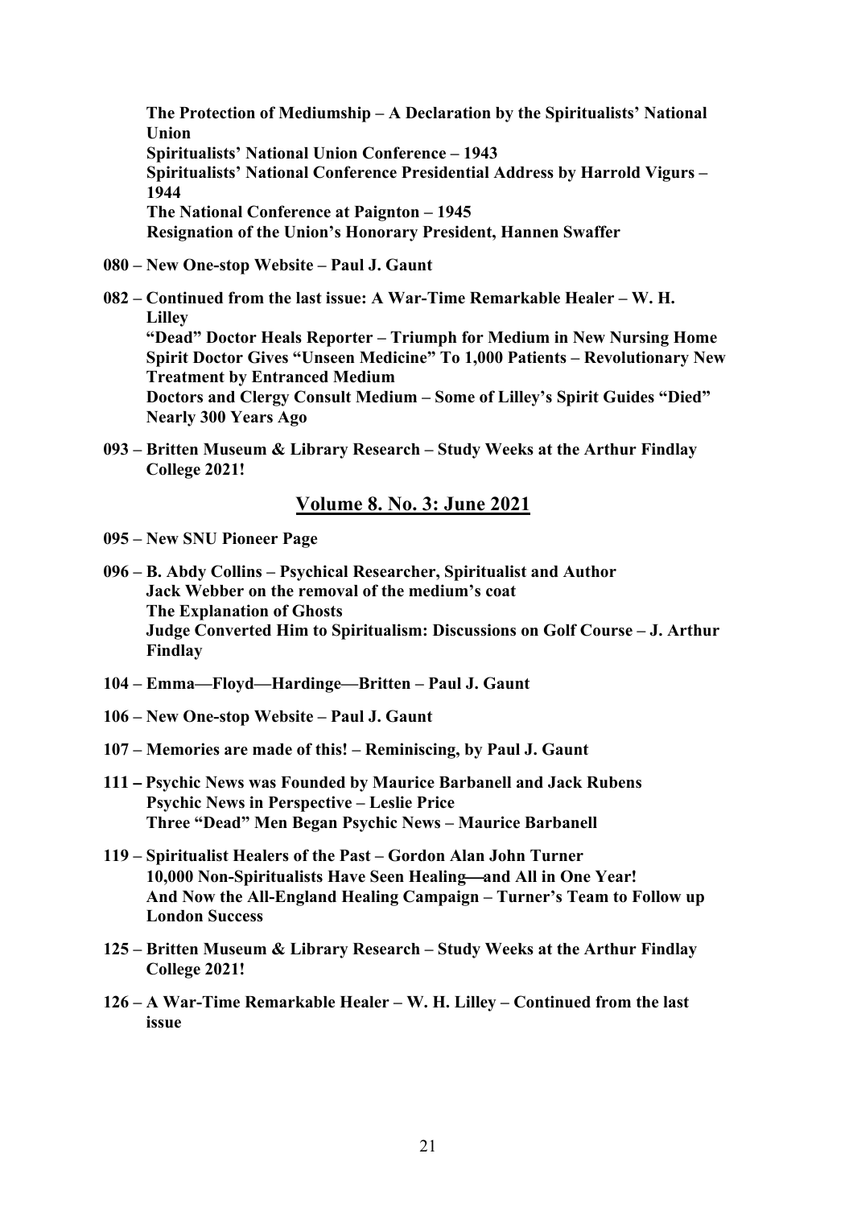**The Protection of Mediumship – A Declaration by the Spiritualists' National Union**
**Spiritualists' National Union Conference – 1943**
**Spiritualists' National Conference Presidential Address by Harrold Vigurs – 1944**
**The National Conference at Paignton – 1945**
**Resignation of the Union's Honorary President, Hannen Swaffer**

**080 – New One-stop Website – Paul J. Gaunt**

**082 – Continued from the last issue: A War-Time Remarkable Healer – W. H. Lilley**
**"Dead" Doctor Heals Reporter – Triumph for Medium in New Nursing Home**
**Spirit Doctor Gives "Unseen Medicine" To 1,000 Patients – Revolutionary New Treatment by Entranced Medium**
**Doctors and Clergy Consult Medium – Some of Lilley's Spirit Guides "Died" Nearly 300 Years Ago**

**093 – Britten Museum & Library Research – Study Weeks at the Arthur Findlay College 2021!**

## Volume 8. No. 3: June 2021

**095 – New SNU Pioneer Page**

**096 – B. Abdy Collins – Psychical Researcher, Spiritualist and Author**
**Jack Webber on the removal of the medium's coat**
**The Explanation of Ghosts**
**Judge Converted Him to Spiritualism: Discussions on Golf Course – J. Arthur Findlay**

**104 – Emma—Floyd—Hardinge—Britten – Paul J. Gaunt**

**106 – New One-stop Website – Paul J. Gaunt**

**107 – Memories are made of this! – Reminiscing, by Paul J. Gaunt**

**111 – Psychic News was Founded by Maurice Barbanell and Jack Rubens**
**Psychic News in Perspective – Leslie Price**
**Three "Dead" Men Began Psychic News – Maurice Barbanell**

**119 – Spiritualist Healers of the Past – Gordon Alan John Turner**
**10,000 Non-Spiritualists Have Seen Healing—and All in One Year!**
**And Now the All-England Healing Campaign – Turner's Team to Follow up London Success**

**125 – Britten Museum & Library Research – Study Weeks at the Arthur Findlay College 2021!**

**126 – A War-Time Remarkable Healer – W. H. Lilley – Continued from the last issue**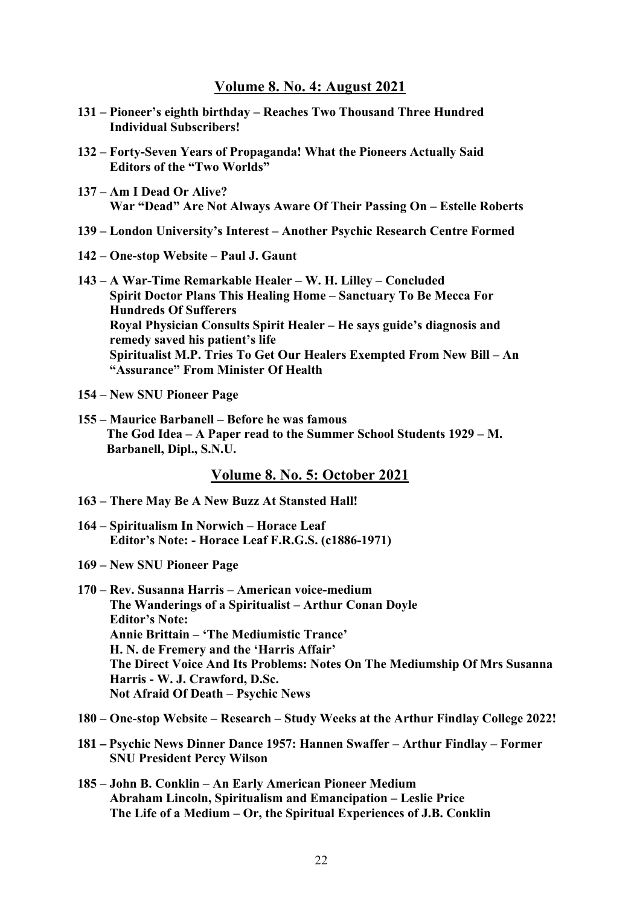## Volume 8. No. 4: August 2021

**131 – Pioneer's eighth birthday – Reaches Two Thousand Three Hundred Individual Subscribers!**

**132 – Forty-Seven Years of Propaganda! What the Pioneers Actually Said Editors of the "Two Worlds"**

**137 – Am I Dead Or Alive?**
**War "Dead" Are Not Always Aware Of Their Passing On – Estelle Roberts**

**139 – London University's Interest – Another Psychic Research Centre Formed**

**142 – One-stop Website – Paul J. Gaunt**

**143 – A War-Time Remarkable Healer – W. H. Lilley – Concluded**
**Spirit Doctor Plans This Healing Home – Sanctuary To Be Mecca For Hundreds Of Sufferers**
**Royal Physician Consults Spirit Healer – He says guide's diagnosis and remedy saved his patient's life**
**Spiritualist M.P. Tries To Get Our Healers Exempted From New Bill – An "Assurance" From Minister Of Health**

**154 – New SNU Pioneer Page**

**155 – Maurice Barbanell – Before he was famous**
**The God Idea – A Paper read to the Summer School Students 1929 – M. Barbanell, Dipl., S.N.U.**

## Volume 8. No. 5: October 2021

**163 – There May Be A New Buzz At Stansted Hall!**

**164 – Spiritualism In Norwich – Horace Leaf**
**Editor's Note: - Horace Leaf F.R.G.S. (c1886-1971)**

**169 – New SNU Pioneer Page**

**170 – Rev. Susanna Harris – American voice-medium**
**The Wanderings of a Spiritualist – Arthur Conan Doyle**
**Editor's Note:**
**Annie Brittain – 'The Mediumistic Trance'**
**H. N. de Fremery and the 'Harris Affair'**
**The Direct Voice And Its Problems: Notes On The Mediumship Of Mrs Susanna Harris - W. J. Crawford, D.Sc.**
**Not Afraid Of Death – Psychic News**

**180 – One-stop Website – Research – Study Weeks at the Arthur Findlay College 2022!**

**181 – Psychic News Dinner Dance 1957: Hannen Swaffer – Arthur Findlay – Former SNU President Percy Wilson**

**185 – John B. Conklin – An Early American Pioneer Medium**
**Abraham Lincoln, Spiritualism and Emancipation – Leslie Price**
**The Life of a Medium – Or, the Spiritual Experiences of J.B. Conklin**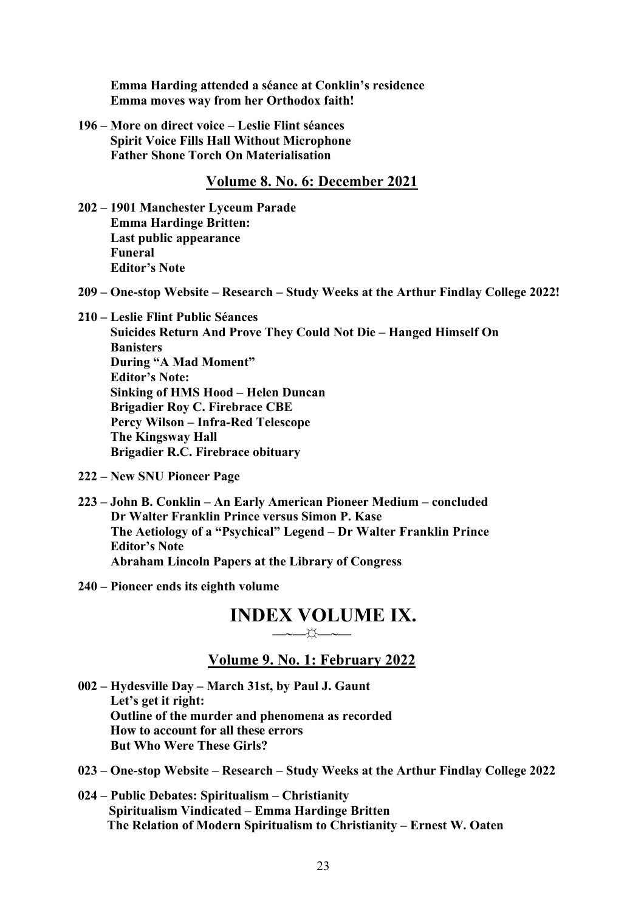**Emma Harding attended a séance at Conklin's residence**
**Emma moves way from her Orthodox faith!**

**196 – More on direct voice – Leslie Flint séances**
**Spirit Voice Fills Hall Without Microphone**
**Father Shone Torch On Materialisation**

## Volume 8. No. 6: December 2021

**202 – 1901 Manchester Lyceum Parade**
**Emma Hardinge Britten:**
**Last public appearance**
**Funeral**
**Editor's Note**

**209 – One-stop Website – Research – Study Weeks at the Arthur Findlay College 2022!**

**210 – Leslie Flint Public Séances**
**Suicides Return And Prove They Could Not Die – Hanged Himself On Banisters**
**During "A Mad Moment"**
**Editor's Note:**
**Sinking of HMS Hood – Helen Duncan**
**Brigadier Roy C. Firebrace CBE**
**Percy Wilson – Infra-Red Telescope**
**The Kingsway Hall**
**Brigadier R.C. Firebrace obituary**

**222 – New SNU Pioneer Page**

**223 – John B. Conklin – An Early American Pioneer Medium – concluded**
**Dr Walter Franklin Prince versus Simon P. Kase**
**The Aetiology of a "Psychical" Legend – Dr Walter Franklin Prince**
**Editor's Note**
**Abraham Lincoln Papers at the Library of Congress**

**240 – Pioneer ends its eighth volume**

# INDEX VOLUME IX.

—~—☼—~—

## Volume 9. No. 1: February 2022

**002 – Hydesville Day – March 31st, by Paul J. Gaunt**
**Let's get it right:**
**Outline of the murder and phenomena as recorded**
**How to account for all these errors**
**But Who Were These Girls?**

**023 – One-stop Website – Research – Study Weeks at the Arthur Findlay College 2022**

**024 – Public Debates: Spiritualism – Christianity**
**Spiritualism Vindicated – Emma Hardinge Britten**
**The Relation of Modern Spiritualism to Christianity – Ernest W. Oaten**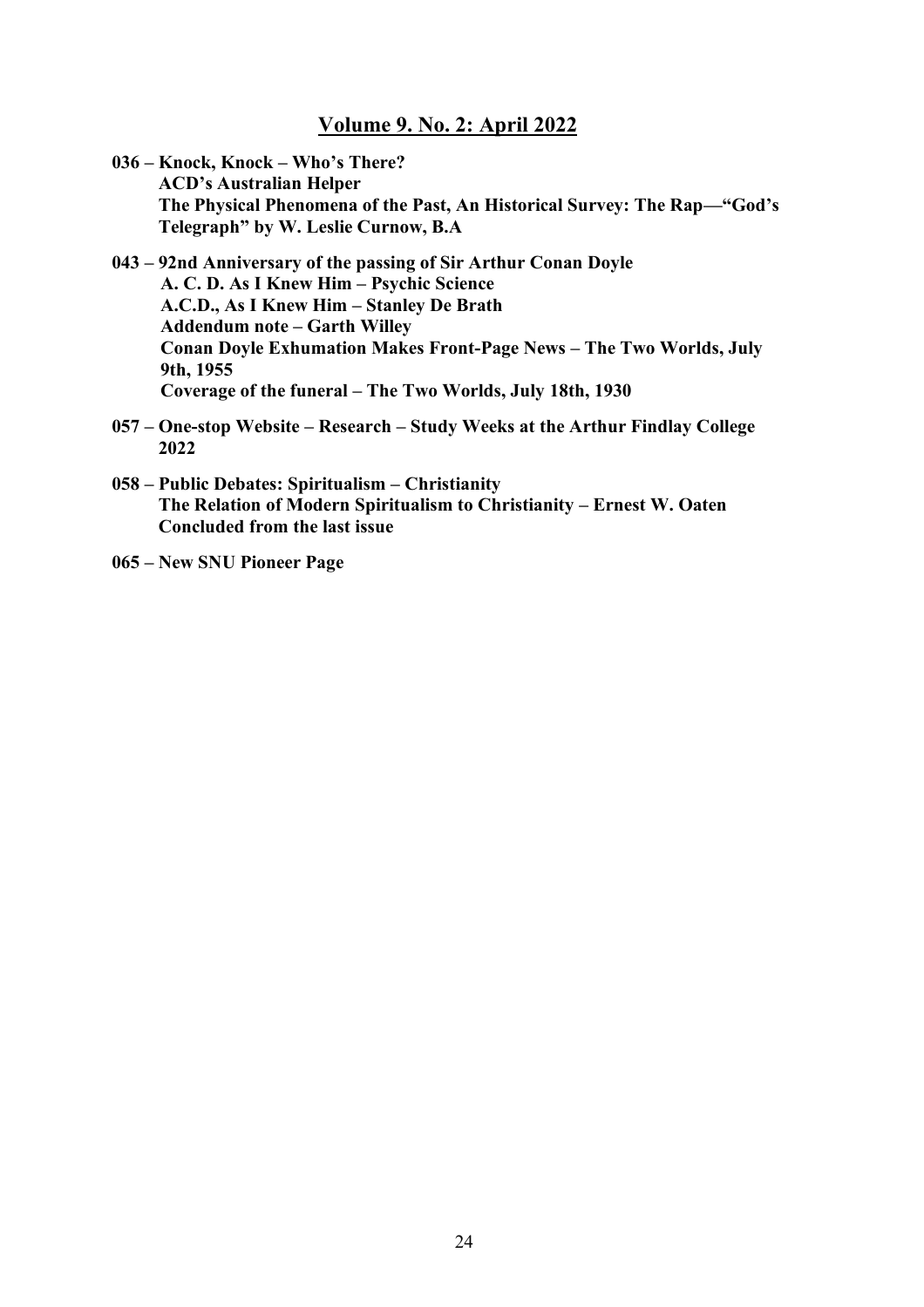## Volume 9. No. 2: April 2022

**036 – Knock, Knock – Who's There?**
**ACD's Australian Helper**
**The Physical Phenomena of the Past, An Historical Survey: The Rap—"God's Telegraph" by W. Leslie Curnow, B.A**

**043 – 92nd Anniversary of the passing of Sir Arthur Conan Doyle**
**A. C. D. As I Knew Him – Psychic Science**
**A.C.D., As I Knew Him – Stanley De Brath**
**Addendum note – Garth Willey**
**Conan Doyle Exhumation Makes Front-Page News – The Two Worlds, July 9th, 1955**
**Coverage of the funeral – The Two Worlds, July 18th, 1930**

**057 – One-stop Website – Research – Study Weeks at the Arthur Findlay College 2022**

**058 – Public Debates: Spiritualism – Christianity**
**The Relation of Modern Spiritualism to Christianity – Ernest W. Oaten**
**Concluded from the last issue**

**065 – New SNU Pioneer Page**